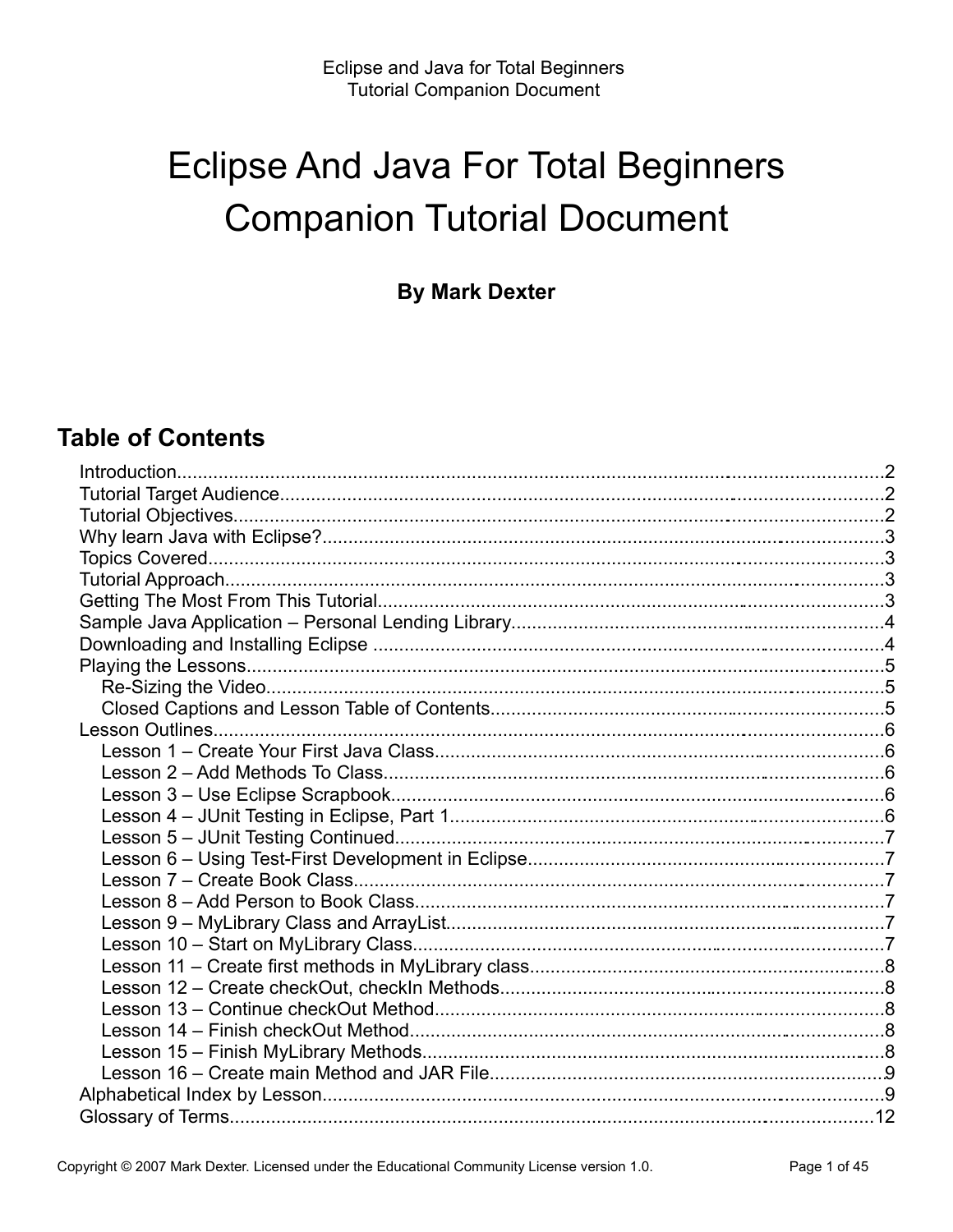# Eclipse And Java For Total Beginners Companion Tutorial Document

**By Mark Dexter**

## Table of Contents

- Introduction....2
- Tutorial Target Audience....2
- Tutorial Objectives....2
- Why learn Java with Eclipse?....3
- Topics Covered....3
- Tutorial Approach....3
- Getting The Most From This Tutorial....3
- Sample Java Application – Personal Lending Library....4
- Downloading and Installing Eclipse....4
- Playing the Lessons....5
  - Re-Sizing the Video....5
  - Closed Captions and Lesson Table of Contents....5
- Lesson Outlines....6
  - Lesson 1 – Create Your First Java Class....6
  - Lesson 2 – Add Methods To Class....6
  - Lesson 3 – Use Eclipse Scrapbook....6
  - Lesson 4 – JUnit Testing in Eclipse, Part 1....6
  - Lesson 5 – JUnit Testing Continued....7
  - Lesson 6 – Using Test-First Development in Eclipse....7
  - Lesson 7 – Create Book Class....7
  - Lesson 8 – Add Person to Book Class....7
  - Lesson 9 – MyLibrary Class and ArrayList....7
  - Lesson 10 – Start on MyLibrary Class....7
  - Lesson 11 – Create first methods in MyLibrary class....8
  - Lesson 12 – Create checkOut, checkIn Methods....8
  - Lesson 13 – Continue checkOut Method....8
  - Lesson 14 – Finish checkOut Method....8
  - Lesson 15 – Finish MyLibrary Methods....8
  - Lesson 16 – Create main Method and JAR File....9
- Alphabetical Index by Lesson....9
- Glossary of Terms....12

Copyright © 2007 Mark Dexter. Licensed under the Educational Community License version 1.0.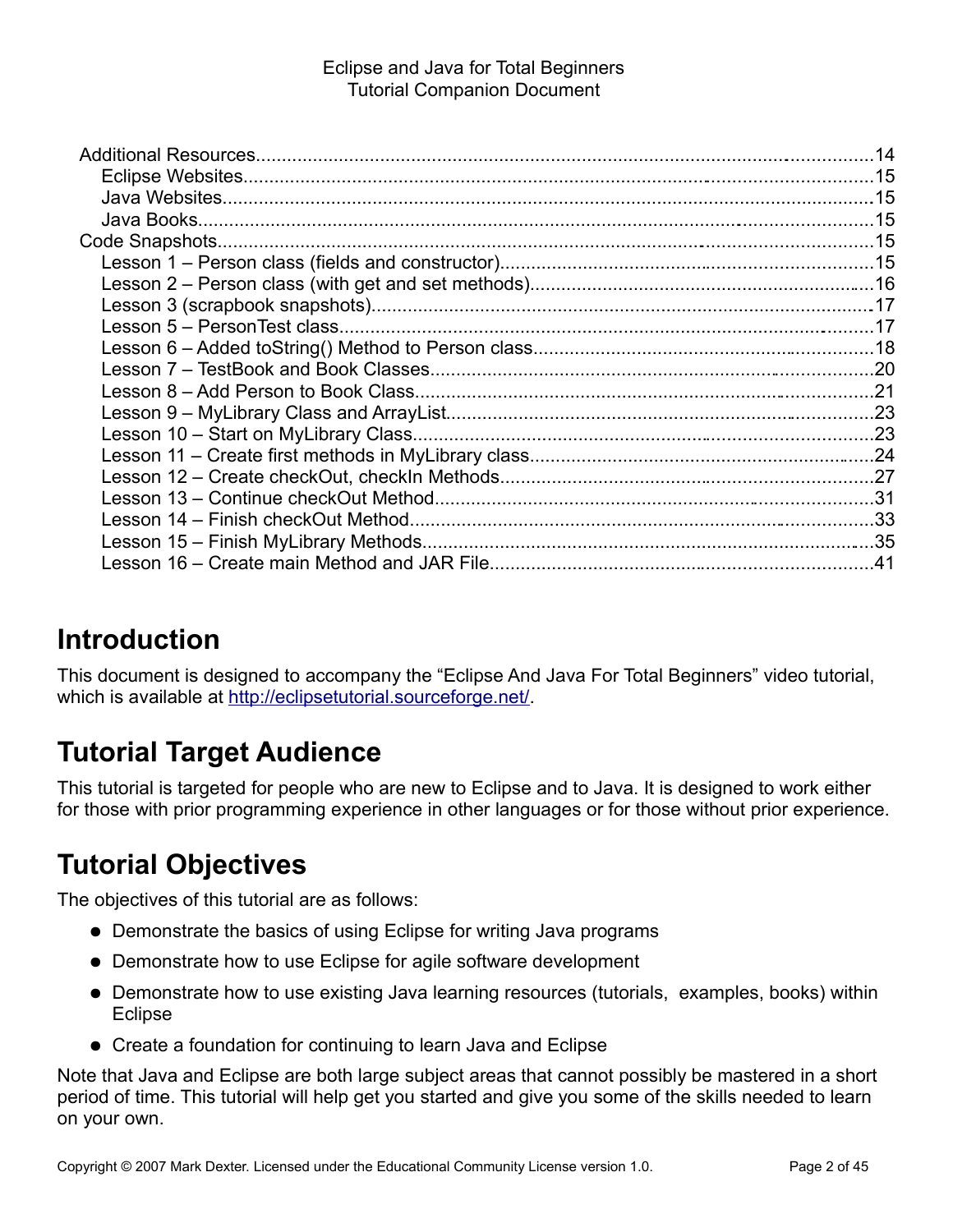Additional Resources....................................................................................................................14
  Eclipse Websites...................................................................................................................15
  Java Websites.......................................................................................................................15
  Java Books............................................................................................................................15
Code Snapshots.............................................................................................................................15
  Lesson 1 – Person class (fields and constructor)........................................................................15
  Lesson 2 – Person class (with get and set methods)..................................................................16
  Lesson 3 (scrapbook snapshots)..................................................................................................17
  Lesson 5 – PersonTest class........................................................................................................17
  Lesson 6 – Added toString() Method to Person class..................................................................18
  Lesson 7 – TestBook and Book Classes......................................................................................20
  Lesson 8 – Add Person to Book Class.........................................................................................21
  Lesson 9 – MyLibrary Class and ArrayList...................................................................................23
  Lesson 10 – Start on MyLibrary Class.........................................................................................23
  Lesson 11 – Create first methods in MyLibrary class...................................................................24
  Lesson 12 – Create checkOut, checkIn Methods.........................................................................27
  Lesson 13 – Continue checkOut Method.....................................................................................31
  Lesson 14 – Finish checkOut Method..........................................................................................33
  Lesson 15 – Finish MyLibrary Methods........................................................................................35
  Lesson 16 – Create main Method and JAR File...........................................................................41

# Introduction

This document is designed to accompany the "Eclipse And Java For Total Beginners" video tutorial, which is available at http://eclipsetutorial.sourceforge.net/.

# Tutorial Target Audience

This tutorial is targeted for people who are new to Eclipse and to Java. It is designed to work either for those with prior programming experience in other languages or for those without prior experience.

# Tutorial Objectives

The objectives of this tutorial are as follows:

- Demonstrate the basics of using Eclipse for writing Java programs
- Demonstrate how to use Eclipse for agile software development
- Demonstrate how to use existing Java learning resources (tutorials, examples, books) within Eclipse
- Create a foundation for continuing to learn Java and Eclipse

Note that Java and Eclipse are both large subject areas that cannot possibly be mastered in a short period of time. This tutorial will help get you started and give you some of the skills needed to learn on your own.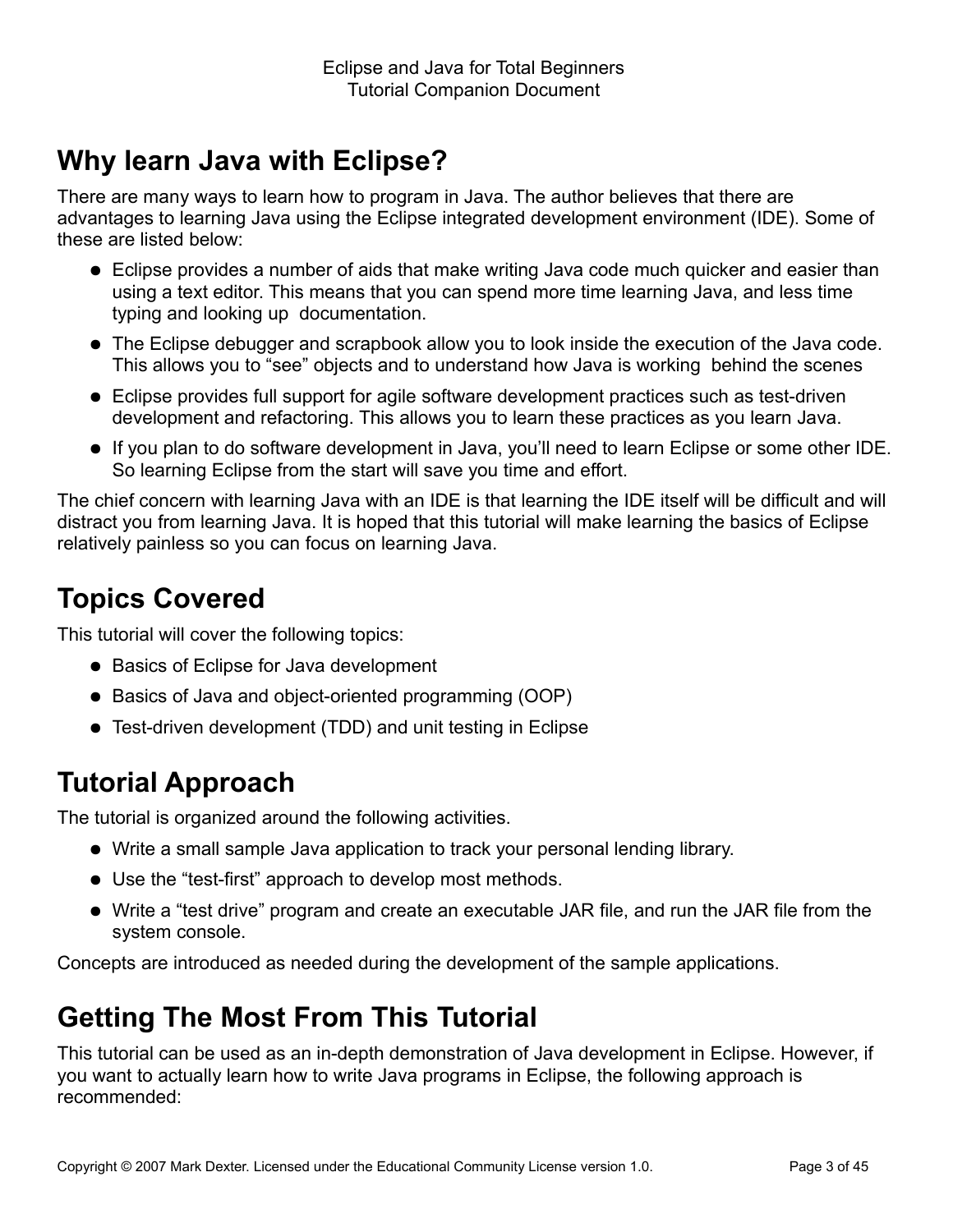## Why learn Java with Eclipse?

There are many ways to learn how to program in Java. The author believes that there are advantages to learning Java using the Eclipse integrated development environment (IDE). Some of these are listed below:

- Eclipse provides a number of aids that make writing Java code much quicker and easier than using a text editor. This means that you can spend more time learning Java, and less time typing and looking up documentation.
- The Eclipse debugger and scrapbook allow you to look inside the execution of the Java code. This allows you to "see" objects and to understand how Java is working behind the scenes
- Eclipse provides full support for agile software development practices such as test-driven development and refactoring. This allows you to learn these practices as you learn Java.
- If you plan to do software development in Java, you'll need to learn Eclipse or some other IDE. So learning Eclipse from the start will save you time and effort.

The chief concern with learning Java with an IDE is that learning the IDE itself will be difficult and will distract you from learning Java. It is hoped that this tutorial will make learning the basics of Eclipse relatively painless so you can focus on learning Java.

## Topics Covered

This tutorial will cover the following topics:

- Basics of Eclipse for Java development
- Basics of Java and object-oriented programming (OOP)
- Test-driven development (TDD) and unit testing in Eclipse

## Tutorial Approach

The tutorial is organized around the following activities.

- Write a small sample Java application to track your personal lending library.
- Use the "test-first" approach to develop most methods.
- Write a "test drive" program and create an executable JAR file, and run the JAR file from the system console.

Concepts are introduced as needed during the development of the sample applications.

## Getting The Most From This Tutorial

This tutorial can be used as an in-depth demonstration of Java development in Eclipse. However, if you want to actually learn how to write Java programs in Eclipse, the following approach is recommended: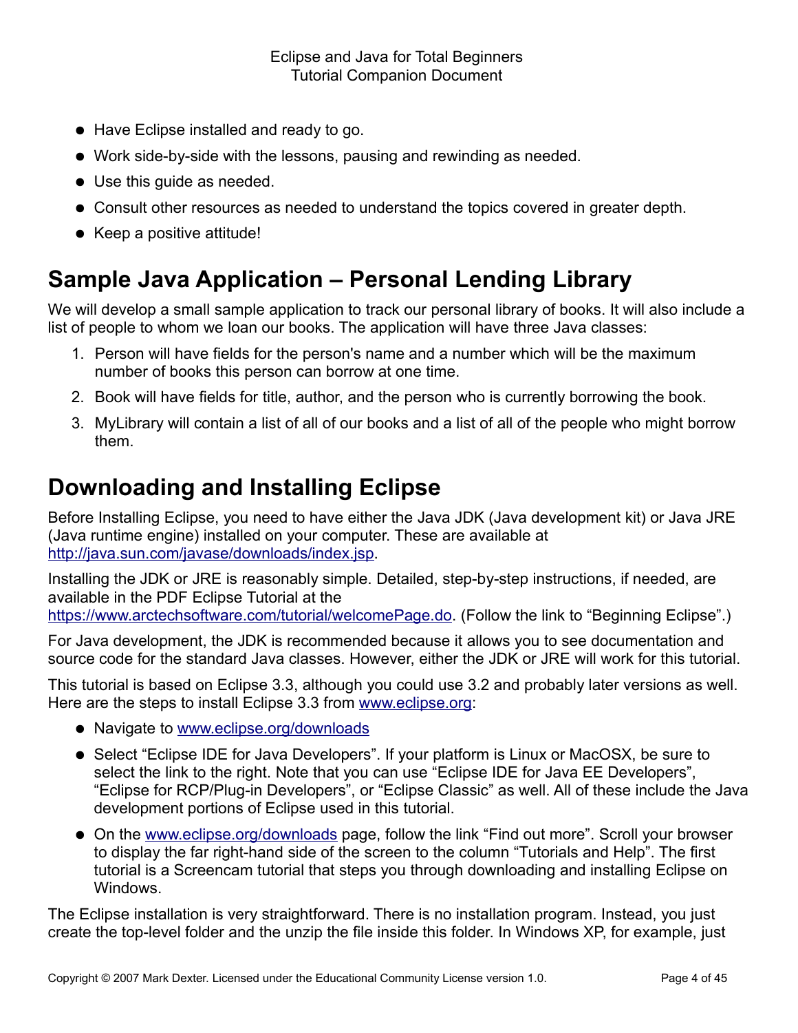- Have Eclipse installed and ready to go.
- Work side-by-side with the lessons, pausing and rewinding as needed.
- Use this guide as needed.
- Consult other resources as needed to understand the topics covered in greater depth.
- Keep a positive attitude!

## Sample Java Application – Personal Lending Library

We will develop a small sample application to track our personal library of books. It will also include a list of people to whom we loan our books. The application will have three Java classes:

1. Person will have fields for the person's name and a number which will be the maximum number of books this person can borrow at one time.
2. Book will have fields for title, author, and the person who is currently borrowing the book.
3. MyLibrary will contain a list of all of our books and a list of all of the people who might borrow them.

## Downloading and Installing Eclipse

Before Installing Eclipse, you need to have either the Java JDK (Java development kit) or Java JRE (Java runtime engine) installed on your computer. These are available at [http://java.sun.com/javase/downloads/index.jsp](http://java.sun.com/javase/downloads/index.jsp).

Installing the JDK or JRE is reasonably simple. Detailed, step-by-step instructions, if needed, are available in the PDF Eclipse Tutorial at the [https://www.arctechsoftware.com/tutorial/welcomePage.do](https://www.arctechsoftware.com/tutorial/welcomePage.do). (Follow the link to "Beginning Eclipse".)

For Java development, the JDK is recommended because it allows you to see documentation and source code for the standard Java classes. However, either the JDK or JRE will work for this tutorial.

This tutorial is based on Eclipse 3.3, although you could use 3.2 and probably later versions as well. Here are the steps to install Eclipse 3.3 from [www.eclipse.org](http://www.eclipse.org):

- Navigate to [www.eclipse.org/downloads](http://www.eclipse.org/downloads)
- Select "Eclipse IDE for Java Developers". If your platform is Linux or MacOSX, be sure to select the link to the right. Note that you can use "Eclipse IDE for Java EE Developers", "Eclipse for RCP/Plug-in Developers", or "Eclipse Classic" as well. All of these include the Java development portions of Eclipse used in this tutorial.
- On the [www.eclipse.org/downloads](http://www.eclipse.org/downloads) page, follow the link "Find out more". Scroll your browser to display the far right-hand side of the screen to the column "Tutorials and Help". The first tutorial is a Screencam tutorial that steps you through downloading and installing Eclipse on Windows.

The Eclipse installation is very straightforward. There is no installation program. Instead, you just create the top-level folder and the unzip the file inside this folder. In Windows XP, for example, just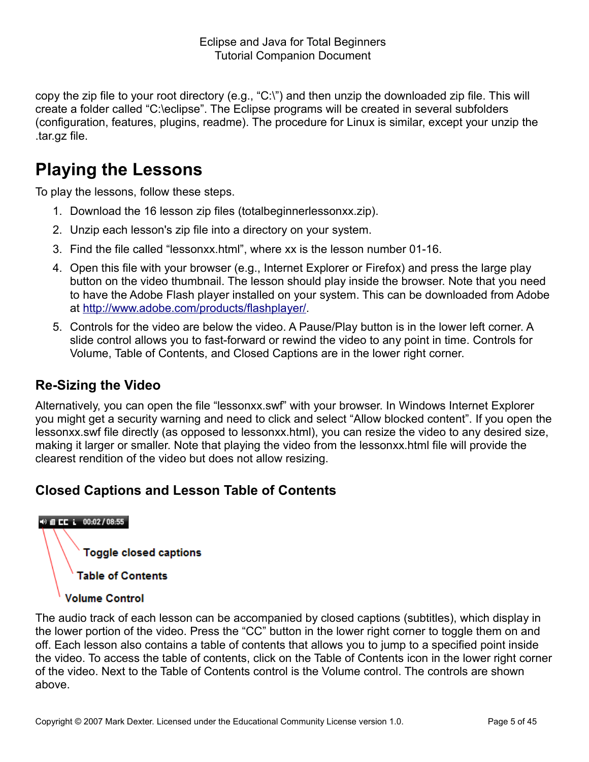copy the zip file to your root directory (e.g., "C:\") and then unzip the downloaded zip file. This will create a folder called "C:\eclipse". The Eclipse programs will be created in several subfolders (configuration, features, plugins, readme). The procedure for Linux is similar, except your unzip the .tar.gz file.

# Playing the Lessons

To play the lessons, follow these steps.

1. Download the 16 lesson zip files (totalbeginnerlessonxx.zip).
2. Unzip each lesson's zip file into a directory on your system.
3. Find the file called "lessonxx.html", where xx is the lesson number 01-16.
4. Open this file with your browser (e.g., Internet Explorer or Firefox) and press the large play button on the video thumbnail. The lesson should play inside the browser. Note that you need to have the Adobe Flash player installed on your system. This can be downloaded from Adobe at http://www.adobe.com/products/flashplayer/.
5. Controls for the video are below the video. A Pause/Play button is in the lower left corner. A slide control allows you to fast-forward or rewind the video to any point in time. Controls for Volume, Table of Contents, and Closed Captions are in the lower right corner.

## Re-Sizing the Video

Alternatively, you can open the file "lessonxx.swf" with your browser. In Windows Internet Explorer you might get a security warning and need to click and select "Allow blocked content". If you open the lessonxx.swf file directly (as opposed to lessonxx.html), you can resize the video to any desired size, making it larger or smaller. Note that playing the video from the lessonxx.html file will provide the clearest rendition of the video but does not allow resizing.

## Closed Captions and Lesson Table of Contents

00:02 / 08:55

Toggle closed captions

Table of Contents

Volume Control

The audio track of each lesson can be accompanied by closed captions (subtitles), which display in the lower portion of the video. Press the "CC" button in the lower right corner to toggle them on and off. Each lesson also contains a table of contents that allows you to jump to a specified point inside the video. To access the table of contents, click on the Table of Contents icon in the lower right corner of the video. Next to the Table of Contents control is the Volume control. The controls are shown above.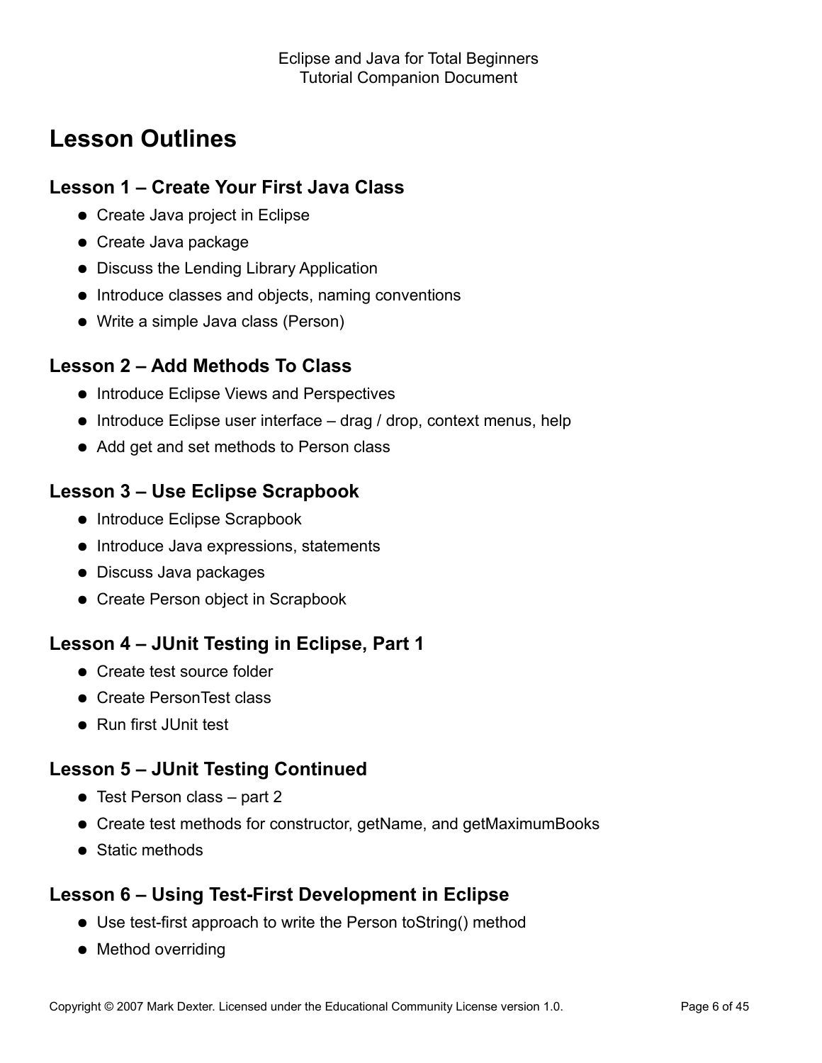# Lesson Outlines

## Lesson 1 – Create Your First Java Class

- Create Java project in Eclipse
- Create Java package
- Discuss the Lending Library Application
- Introduce classes and objects, naming conventions
- Write a simple Java class (Person)

## Lesson 2 – Add Methods To Class

- Introduce Eclipse Views and Perspectives
- Introduce Eclipse user interface – drag / drop, context menus, help
- Add get and set methods to Person class

## Lesson 3 – Use Eclipse Scrapbook

- Introduce Eclipse Scrapbook
- Introduce Java expressions, statements
- Discuss Java packages
- Create Person object in Scrapbook

## Lesson 4 – JUnit Testing in Eclipse, Part 1

- Create test source folder
- Create PersonTest class
- Run first JUnit test

## Lesson 5 – JUnit Testing Continued

- Test Person class – part 2
- Create test methods for constructor, getName, and getMaximumBooks
- Static methods

## Lesson 6 – Using Test-First Development in Eclipse

- Use test-first approach to write the Person toString() method
- Method overriding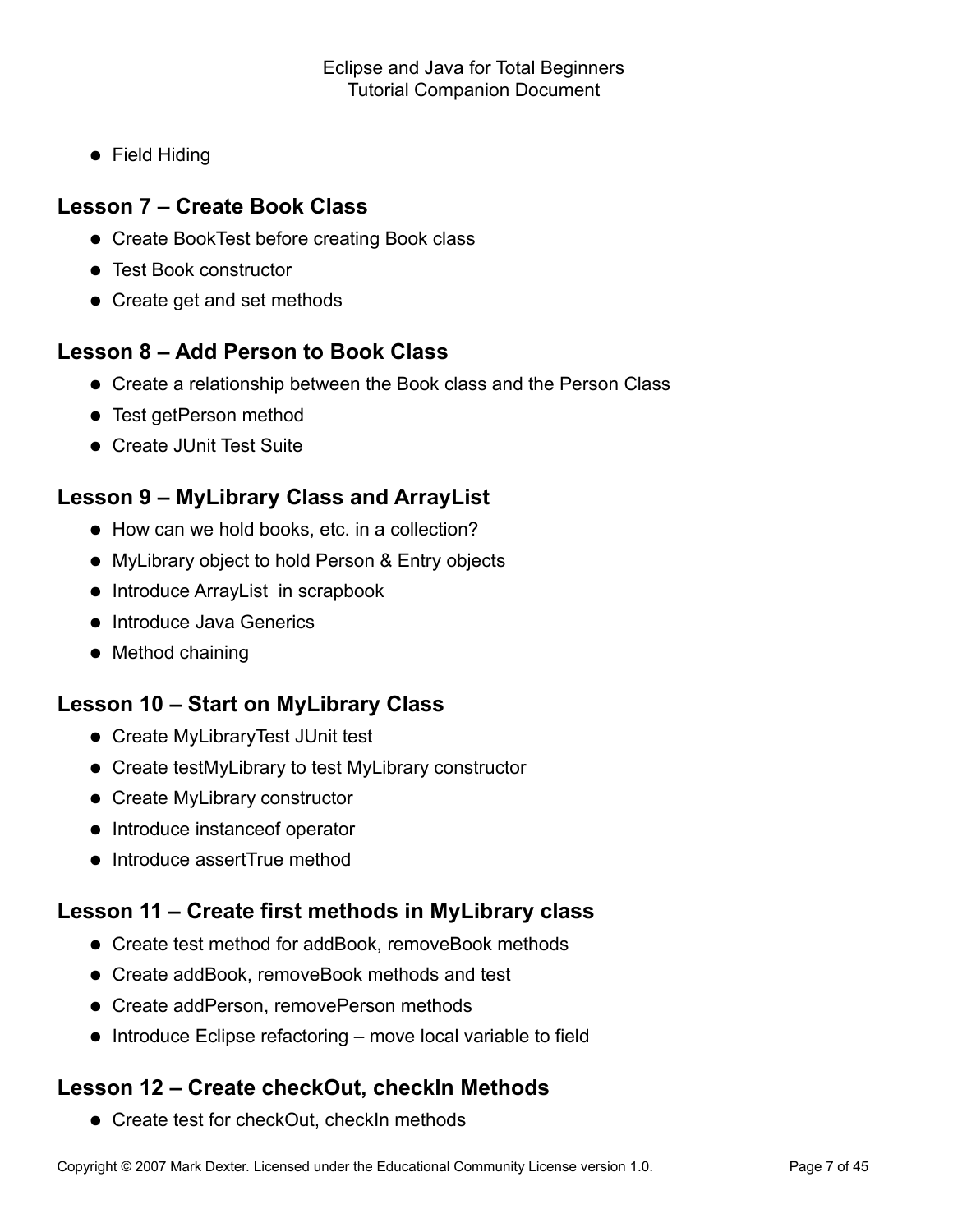- Field Hiding

## Lesson 7 – Create Book Class

- Create BookTest before creating Book class
- Test Book constructor
- Create get and set methods

## Lesson 8 – Add Person to Book Class

- Create a relationship between the Book class and the Person Class
- Test getPerson method
- Create JUnit Test Suite

## Lesson 9 – MyLibrary Class and ArrayList

- How can we hold books, etc. in a collection?
- MyLibrary object to hold Person & Entry objects
- Introduce ArrayList  in scrapbook
- Introduce Java Generics
- Method chaining

## Lesson 10 – Start on MyLibrary Class

- Create MyLibraryTest JUnit test
- Create testMyLibrary to test MyLibrary constructor
- Create MyLibrary constructor
- Introduce instanceof operator
- Introduce assertTrue method

## Lesson 11 – Create first methods in MyLibrary class

- Create test method for addBook, removeBook methods
- Create addBook, removeBook methods and test
- Create addPerson, removePerson methods
- Introduce Eclipse refactoring – move local variable to field

## Lesson 12 – Create checkOut, checkIn Methods

- Create test for checkOut, checkIn methods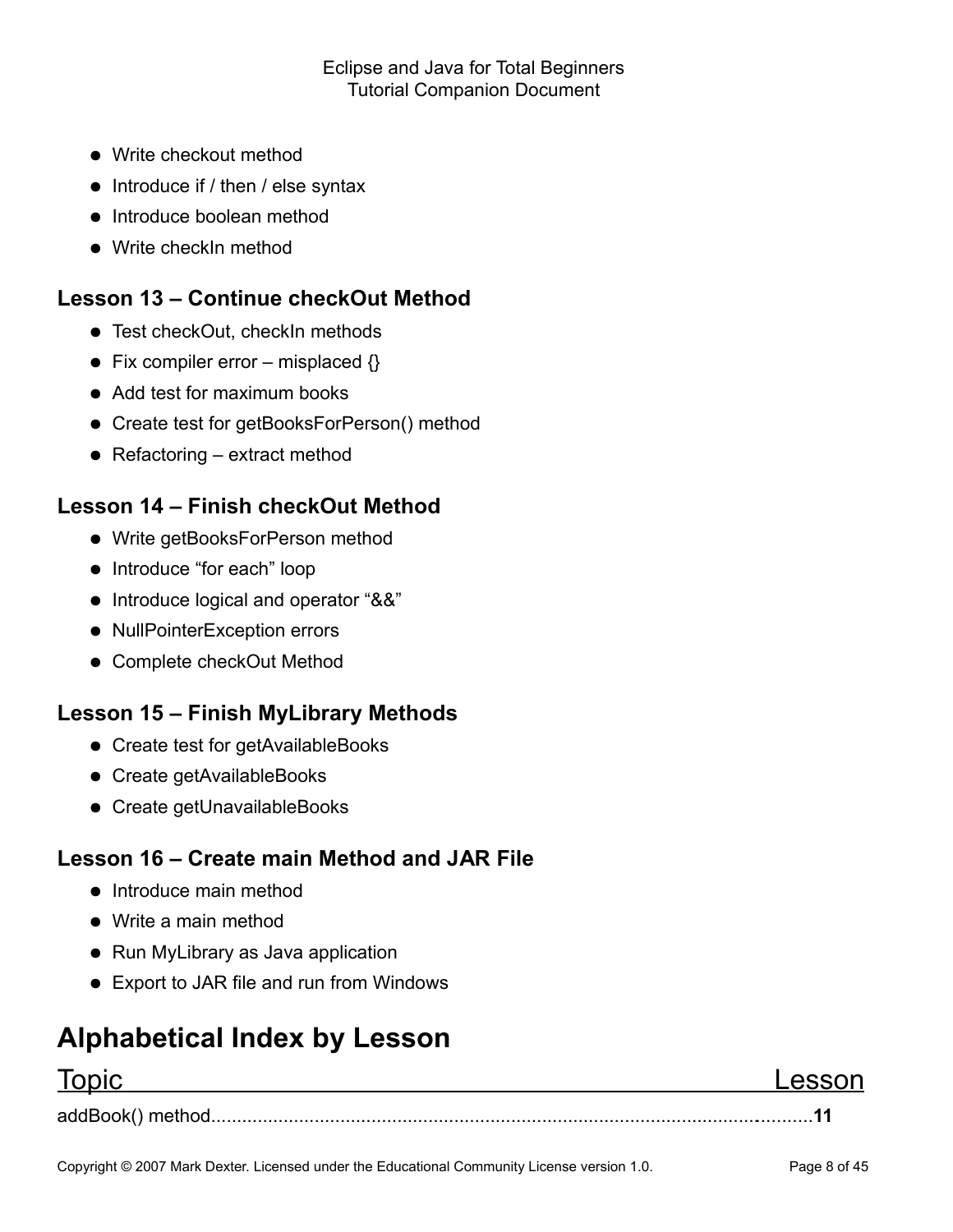- Write checkout method
- Introduce if / then / else syntax
- Introduce boolean method
- Write checkIn method

### Lesson 13 – Continue checkOut Method

- Test checkOut, checkIn methods
- Fix compiler error – misplaced {}
- Add test for maximum books
- Create test for getBooksForPerson() method
- Refactoring – extract method

### Lesson 14 – Finish checkOut Method

- Write getBooksForPerson method
- Introduce "for each" loop
- Introduce logical and operator "&&"
- NullPointerException errors
- Complete checkOut Method

### Lesson 15 – Finish MyLibrary Methods

- Create test for getAvailableBooks
- Create getAvailableBooks
- Create getUnavailableBooks

### Lesson 16 – Create main Method and JAR File

- Introduce main method
- Write a main method
- Run MyLibrary as Java application
- Export to JAR file and run from Windows

## Alphabetical Index by Lesson

| Topic | Lesson |
|---|---|
| addBook() method | **11** |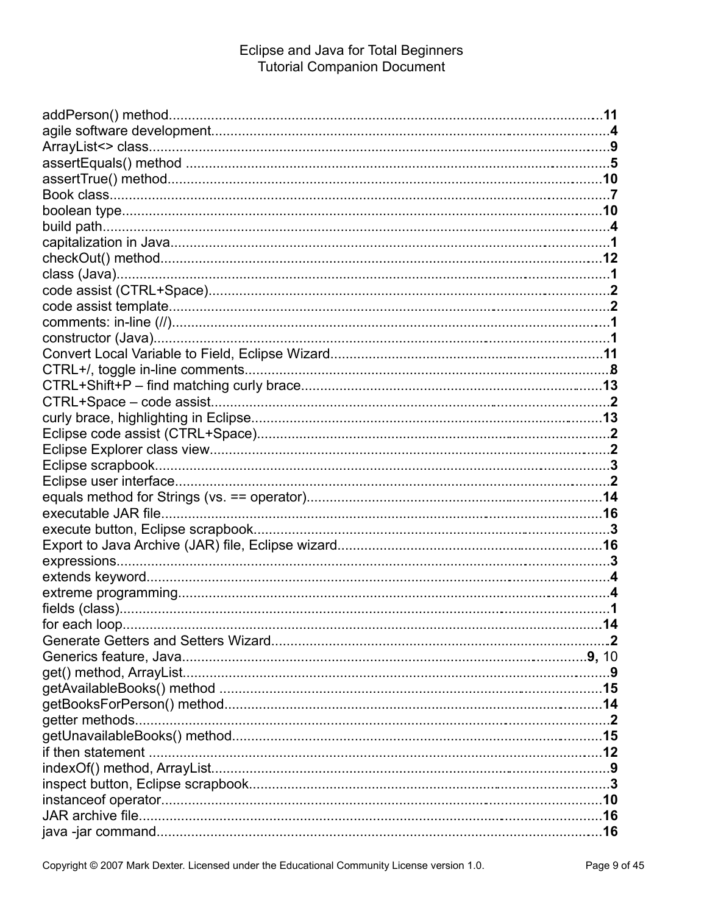# Eclipse and Java for Total Beginners
## Tutorial Companion Document

addPerson() method....................................................................................................**11**
agile software development..........................................................................................**4**
ArrayList<> class........................................................................................................**9**
assertEquals() method ..............................................................................................**5**
assertTrue() method..................................................................................................**10**
Book class.................................................................................................................**7**
boolean type.............................................................................................................**10**
build path..................................................................................................................**4**
capitalization in Java..................................................................................................**1**
checkOut() method.....................................................................................................**12**
class (Java)...............................................................................................................**1**
code assist (CTRL+Space)..........................................................................................**2**
code assist template...................................................................................................**2**
comments: in-line (//).................................................................................................**1**
constructor (Java).......................................................................................................**1**
Convert Local Variable to Field, Eclipse Wizard...........................................................**11**
CTRL+/, toggle in-line comments.................................................................................**8**
CTRL+Shift+P – find matching curly brace...................................................................**13**
CTRL+Space – code assist..........................................................................................**2**
curly brace, highlighting in Eclipse..............................................................................**13**
Eclipse code assist (CTRL+Space)...............................................................................**2**
Eclipse Explorer class view..........................................................................................**2**
Eclipse scrapbook.......................................................................................................**3**
Eclipse user interface..................................................................................................**2**
equals method for Strings (vs. == operator).................................................................**14**
executable JAR file.....................................................................................................**16**
execute button, Eclipse scrapbook...............................................................................**3**
Export to Java Archive (JAR) file, Eclipse wizard..........................................................**16**
expressions................................................................................................................**3**
extends keyword.........................................................................................................**4**
extreme programming.................................................................................................**4**
fields (class)...............................................................................................................**1**
for each loop..............................................................................................................**14**
Generate Getters and Setters Wizard...........................................................................**2**
Generics feature, Java.................................................................................................**9,** 10
get() method, ArrayList................................................................................................**9**
getAvailableBooks() method .......................................................................................**15**
getBooksForPerson() method.......................................................................................**14**
getter methods............................................................................................................**2**
getUnavailableBooks() method.....................................................................................**15**
if then statement ........................................................................................................**12**
indexOf() method, ArrayList..........................................................................................**9**
inspect button, Eclipse scrapbook.................................................................................**3**
instanceof operator.....................................................................................................**10**
JAR archive file..........................................................................................................**16**
java -jar command.......................................................................................................**16**

Copyright © 2007 Mark Dexter. Licensed under the Educational Community License version 1.0.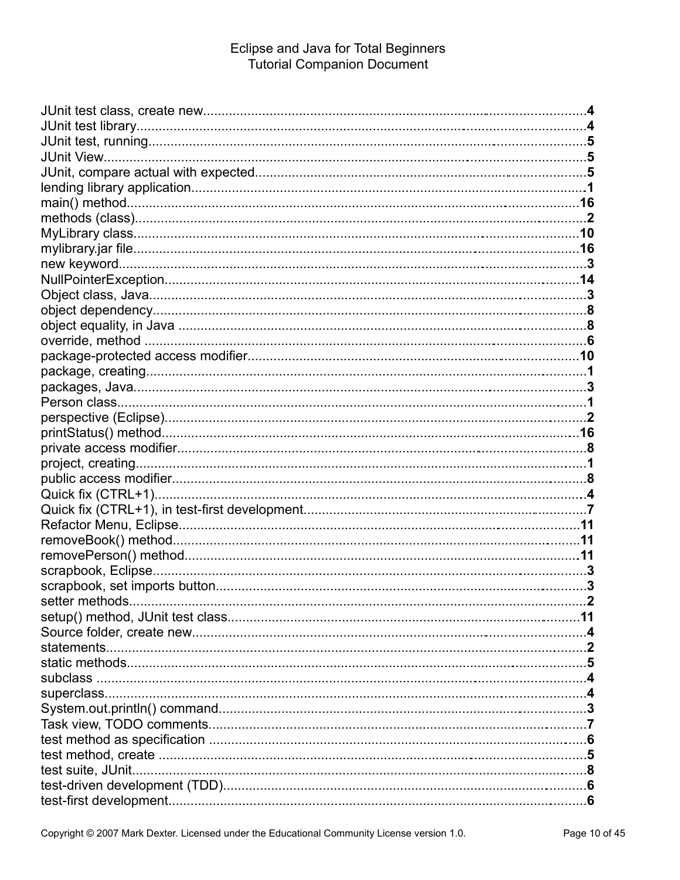Eclipse and Java for Total Beginners
Tutorial Companion Document

JUnit test class, create new....................................................................................................4
JUnit test library......................................................................................................................4
JUnit test, running...................................................................................................................5
JUnit View...............................................................................................................................5
JUnit, compare actual with expected.......................................................................................5
lending library application........................................................................................................1
main() method.......................................................................................................................16
methods (class).......................................................................................................................2
MyLibrary class.....................................................................................................................10
mylibrary.jar file.....................................................................................................................16
new keyword...........................................................................................................................3
NullPointerException.............................................................................................................14
Object class, Java...................................................................................................................3
object dependency..................................................................................................................8
object equality, in Java ...........................................................................................................8
override, method ....................................................................................................................6
package-protected access modifier.......................................................................................10
package, creating....................................................................................................................1
packages, Java.......................................................................................................................3
Person class...........................................................................................................................1
perspective (Eclipse)..............................................................................................................2
printStatus() method..............................................................................................................16
private access modifier...........................................................................................................8
project, creating.......................................................................................................................1
public access modifier.............................................................................................................8
Quick fix (CTRL+1).................................................................................................................4
Quick fix (CTRL+1), in test-first development.........................................................................7
Refactor Menu, Eclipse..........................................................................................................11
removeBook() method...........................................................................................................11
removePerson() method........................................................................................................11
scrapbook, Eclipse..................................................................................................................3
scrapbook, set imports button.................................................................................................3
setter methods........................................................................................................................2
setup() method, JUnit test class............................................................................................11
Source folder, create new.......................................................................................................4
statements..............................................................................................................................2
static methods.........................................................................................................................5
subclass .................................................................................................................................4
superclass...............................................................................................................................4
System.out.println() command................................................................................................3
Task view, TODO comments...................................................................................................7
test method as specification ...................................................................................................6
test method, create .................................................................................................................5
test suite, JUnit........................................................................................................................8
test-driven development (TDD)...............................................................................................6
test-first development..............................................................................................................6

Copyright © 2007 Mark Dexter. Licensed under the Educational Community License version 1.0.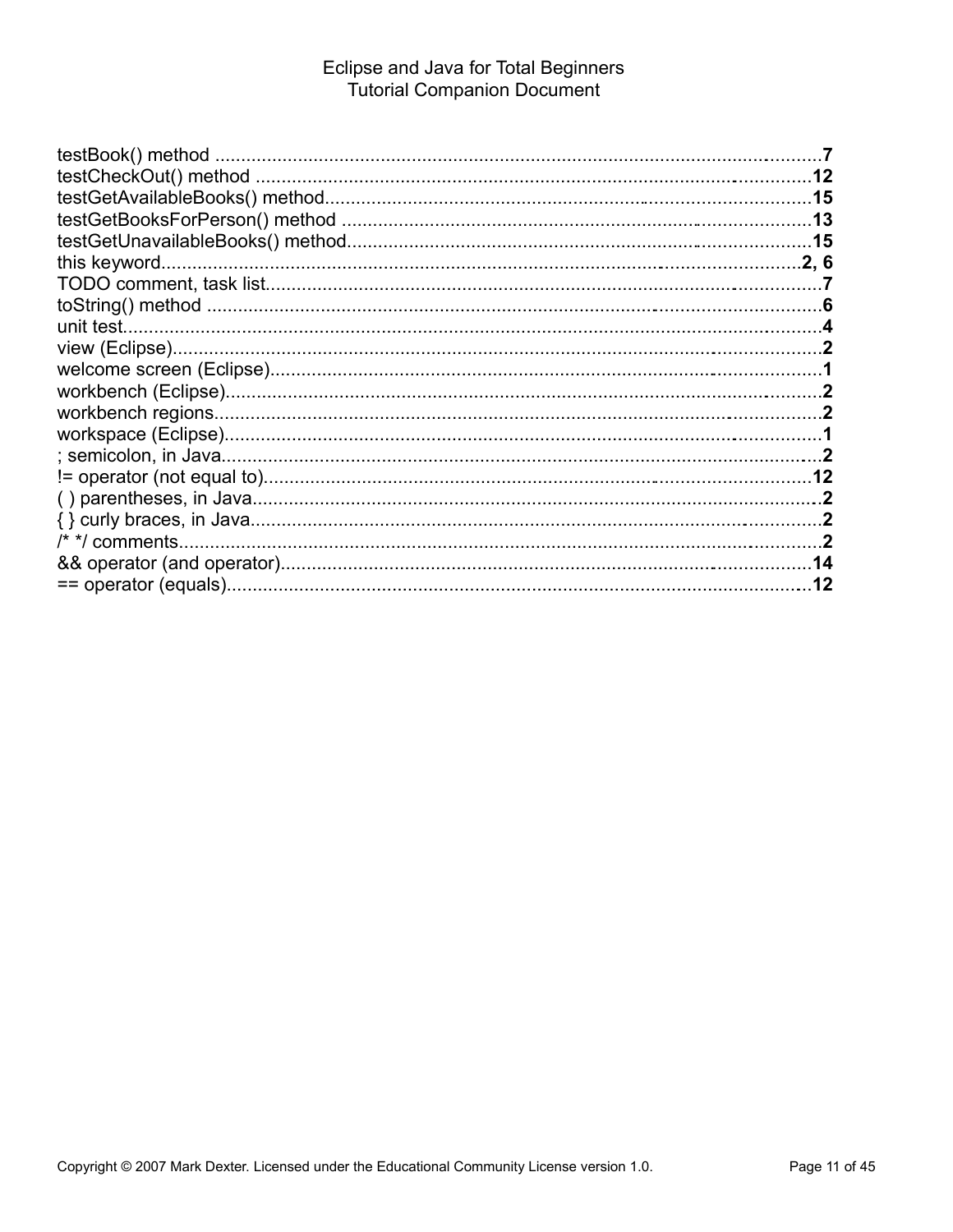testBook() method ....................................................................................................................7
testCheckOut() method ...........................................................................................................12
testGetAvailableBooks() method..............................................................................................15
testGetBooksForPerson() method ...........................................................................................13
testGetUnavailableBooks() method..........................................................................................15
this keyword.......................................................................................................................2, 6
TODO comment, task list..........................................................................................................7
toString() method .......................................................................................................................6
unit test.........................................................................................................................................4
view (Eclipse)..............................................................................................................................2
welcome screen (Eclipse)............................................................................................................1
workbench (Eclipse)....................................................................................................................2
workbench regions.......................................................................................................................2
workspace (Eclipse).....................................................................................................................1
; semicolon, in Java......................................................................................................................2
!= operator (not equal to)..........................................................................................................12
( ) parentheses, in Java...............................................................................................................2
{ } curly braces, in Java..............................................................................................................2
/* */ comments.............................................................................................................................2
&& operator (and operator).......................................................................................................14
== operator (equals)...................................................................................................................12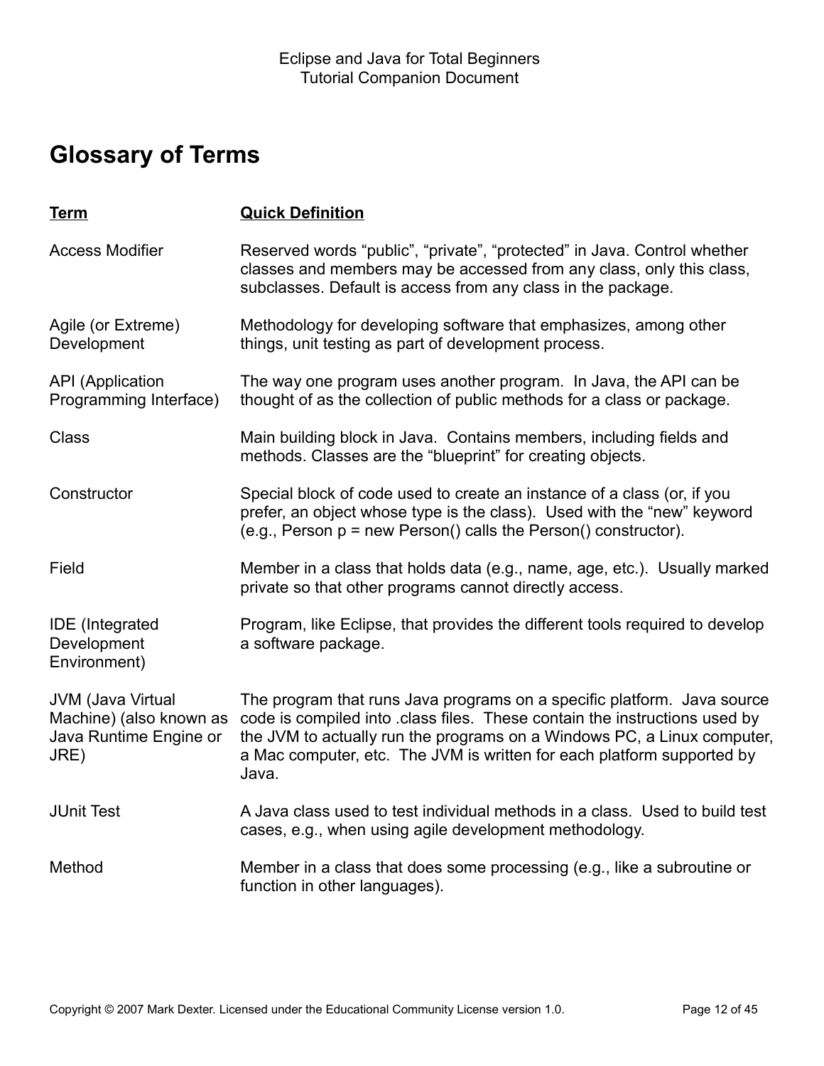## Glossary of Terms

| Term | Quick Definition |
| --- | --- |
| Access Modifier | Reserved words “public”, “private”, “protected” in Java. Control whether classes and members may be accessed from any class, only this class, subclasses. Default is access from any class in the package. |
| Agile (or Extreme) Development | Methodology for developing software that emphasizes, among other things, unit testing as part of development process. |
| API (Application Programming Interface) | The way one program uses another program. In Java, the API can be thought of as the collection of public methods for a class or package. |
| Class | Main building block in Java. Contains members, including fields and methods. Classes are the “blueprint” for creating objects. |
| Constructor | Special block of code used to create an instance of a class (or, if you prefer, an object whose type is the class). Used with the “new” keyword (e.g., Person p = new Person() calls the Person() constructor). |
| Field | Member in a class that holds data (e.g., name, age, etc.). Usually marked private so that other programs cannot directly access. |
| IDE (Integrated Development Environment) | Program, like Eclipse, that provides the different tools required to develop a software package. |
| JVM (Java Virtual Machine) (also known as Java Runtime Engine or JRE) | The program that runs Java programs on a specific platform. Java source code is compiled into .class files. These contain the instructions used by the JVM to actually run the programs on a Windows PC, a Linux computer, a Mac computer, etc. The JVM is written for each platform supported by Java. |
| JUnit Test | A Java class used to test individual methods in a class. Used to build test cases, e.g., when using agile development methodology. |
| Method | Member in a class that does some processing (e.g., like a subroutine or function in other languages). |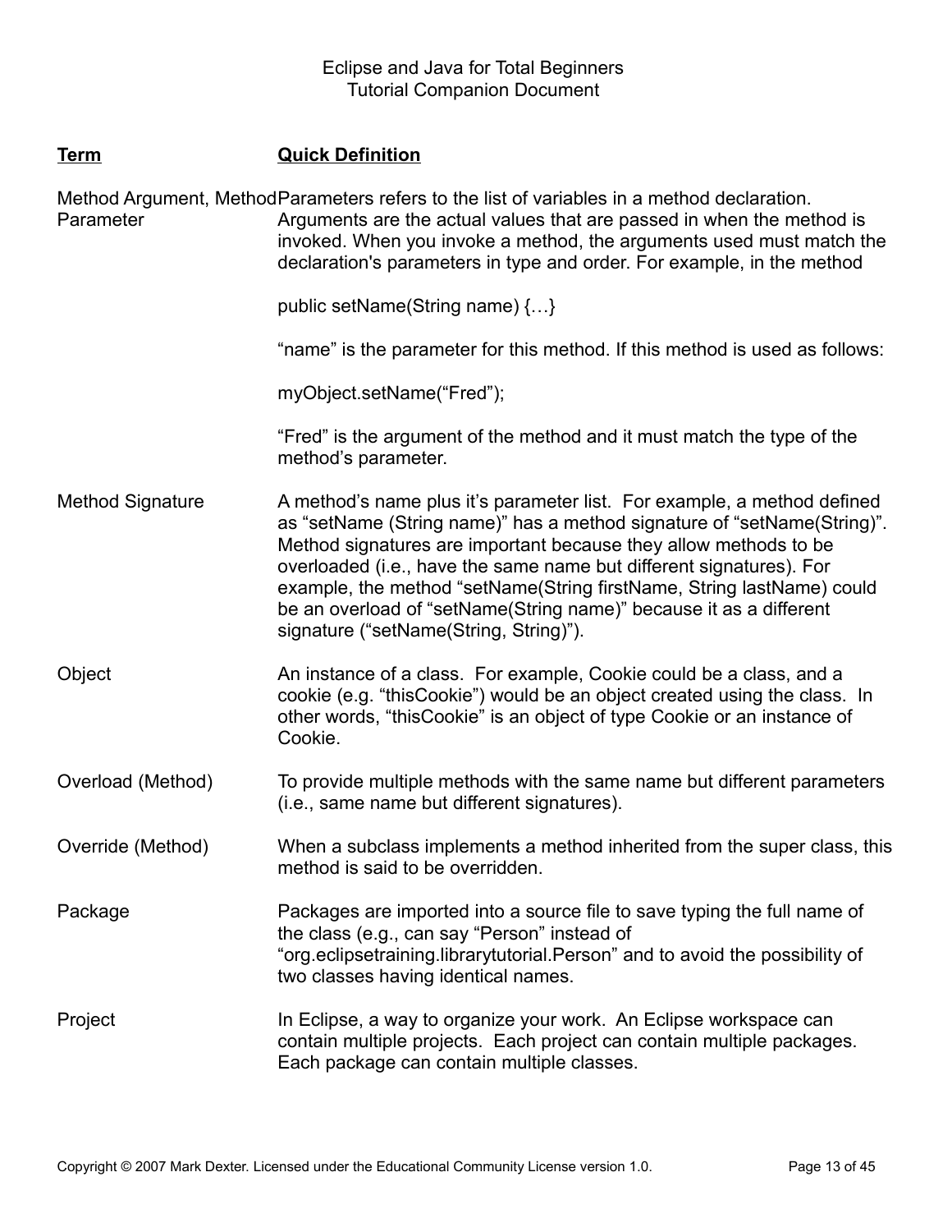| Term | Quick Definition |
| --- | --- |
| Method Argument, Method Parameter | Parameters refers to the list of variables in a method declaration. Arguments are the actual values that are passed in when the method is invoked. When you invoke a method, the arguments used must match the declaration's parameters in type and order. For example, in the method<br><br>public setName(String name) {…}<br><br>“name” is the parameter for this method. If this method is used as follows:<br><br>myObject.setName(“Fred”);<br><br>“Fred” is the argument of the method and it must match the type of the method’s parameter. |
| Method Signature | A method’s name plus it’s parameter list. For example, a method defined as “setName (String name)” has a method signature of “setName(String)”. Method signatures are important because they allow methods to be overloaded (i.e., have the same name but different signatures). For example, the method “setName(String firstName, String lastName) could be an overload of “setName(String name)” because it as a different signature (“setName(String, String)”). |
| Object | An instance of a class. For example, Cookie could be a class, and a cookie (e.g. “thisCookie”) would be an object created using the class. In other words, “thisCookie” is an object of type Cookie or an instance of Cookie. |
| Overload (Method) | To provide multiple methods with the same name but different parameters (i.e., same name but different signatures). |
| Override (Method) | When a subclass implements a method inherited from the super class, this method is said to be overridden. |
| Package | Packages are imported into a source file to save typing the full name of the class (e.g., can say “Person” instead of “org.eclipsetraining.librarytutorial.Person” and to avoid the possibility of two classes having identical names. |
| Project | In Eclipse, a way to organize your work. An Eclipse workspace can contain multiple projects. Each project can contain multiple packages. Each package can contain multiple classes. |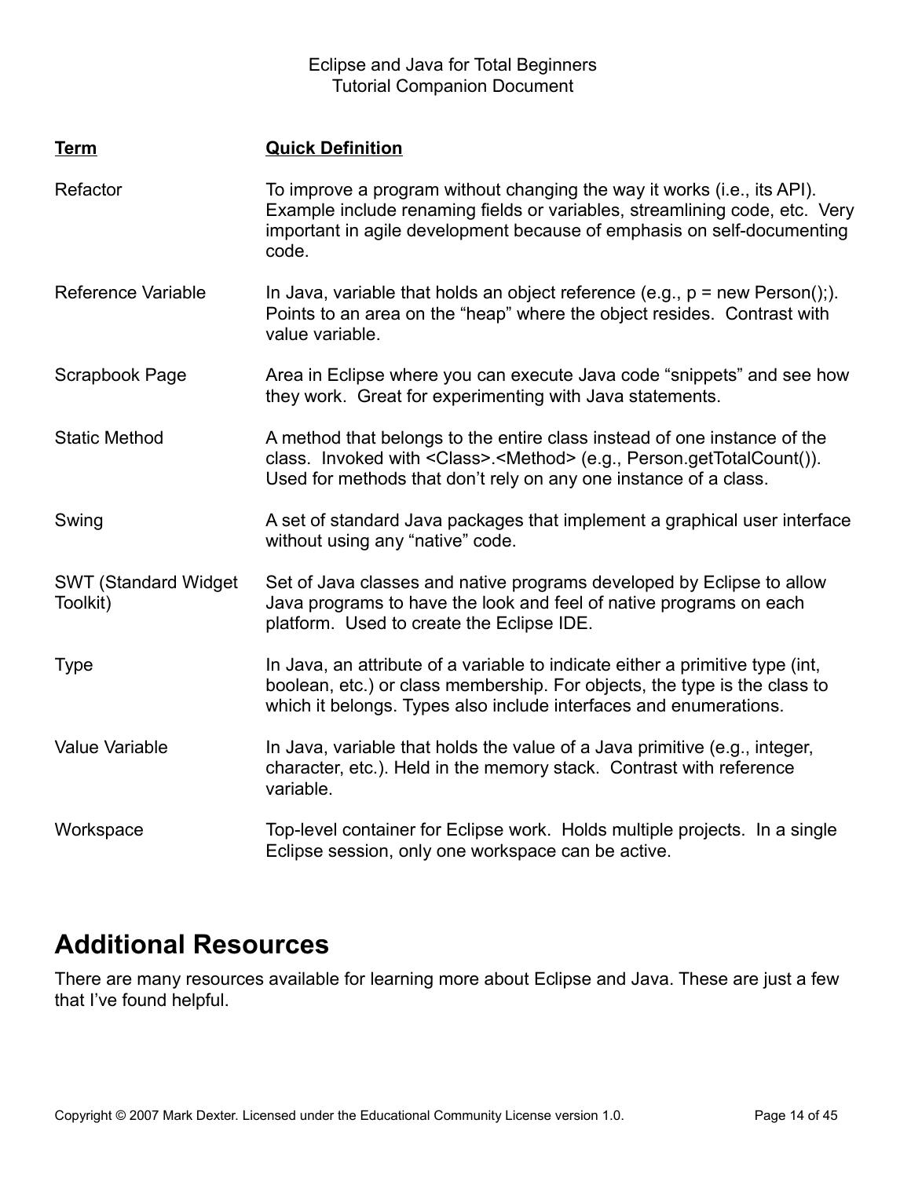| Term | Quick Definition |
|---|---|
| Refactor | To improve a program without changing the way it works (i.e., its API). Example include renaming fields or variables, streamlining code, etc. Very important in agile development because of emphasis on self-documenting code. |
| Reference Variable | In Java, variable that holds an object reference (e.g., p = new Person();). Points to an area on the "heap" where the object resides. Contrast with value variable. |
| Scrapbook Page | Area in Eclipse where you can execute Java code "snippets" and see how they work. Great for experimenting with Java statements. |
| Static Method | A method that belongs to the entire class instead of one instance of the class. Invoked with <Class>.<Method> (e.g., Person.getTotalCount()). Used for methods that don't rely on any one instance of a class. |
| Swing | A set of standard Java packages that implement a graphical user interface without using any "native" code. |
| SWT (Standard Widget Toolkit) | Set of Java classes and native programs developed by Eclipse to allow Java programs to have the look and feel of native programs on each platform. Used to create the Eclipse IDE. |
| Type | In Java, an attribute of a variable to indicate either a primitive type (int, boolean, etc.) or class membership. For objects, the type is the class to which it belongs. Types also include interfaces and enumerations. |
| Value Variable | In Java, variable that holds the value of a Java primitive (e.g., integer, character, etc.). Held in the memory stack. Contrast with reference variable. |
| Workspace | Top-level container for Eclipse work. Holds multiple projects. In a single Eclipse session, only one workspace can be active. |

# Additional Resources

There are many resources available for learning more about Eclipse and Java. These are just a few that I've found helpful.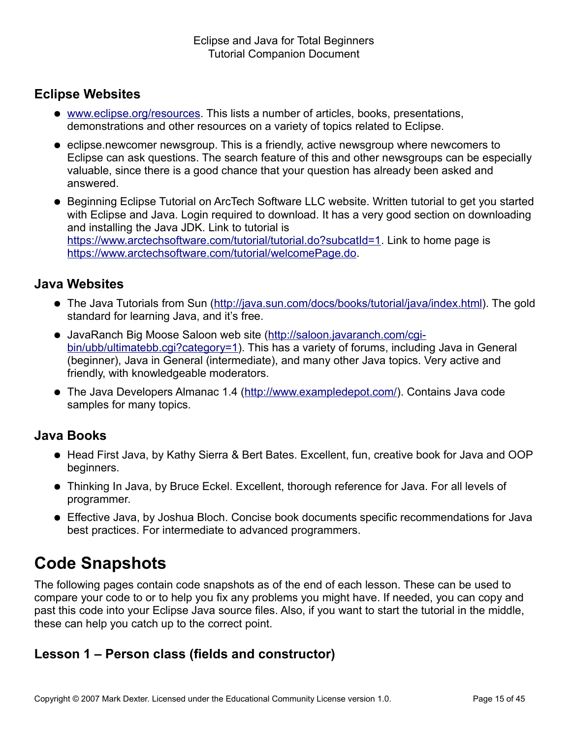## Eclipse Websites

- [www.eclipse.org/resources](www.eclipse.org/resources). This lists a number of articles, books, presentations, demonstrations and other resources on a variety of topics related to Eclipse.
- eclipse.newcomer newsgroup. This is a friendly, active newsgroup where newcomers to Eclipse can ask questions. The search feature of this and other newsgroups can be especially valuable, since there is a good chance that your question has already been asked and answered.
- Beginning Eclipse Tutorial on ArcTech Software LLC website. Written tutorial to get you started with Eclipse and Java. Login required to download. It has a very good section on downloading and installing the Java JDK. Link to tutorial is [https://www.arctechsoftware.com/tutorial/tutorial.do?subcatId=1](https://www.arctechsoftware.com/tutorial/tutorial.do?subcatId=1). Link to home page is [https://www.arctechsoftware.com/tutorial/welcomePage.do](https://www.arctechsoftware.com/tutorial/welcomePage.do).

## Java Websites

- The Java Tutorials from Sun ([http://java.sun.com/docs/books/tutorial/java/index.html](http://java.sun.com/docs/books/tutorial/java/index.html)). The gold standard for learning Java, and it's free.
- JavaRanch Big Moose Saloon web site ([http://saloon.javaranch.com/cgi-bin/ubb/ultimatebb.cgi?category=1](http://saloon.javaranch.com/cgi-bin/ubb/ultimatebb.cgi?category=1)). This has a variety of forums, including Java in General (beginner), Java in General (intermediate), and many other Java topics. Very active and friendly, with knowledgeable moderators.
- The Java Developers Almanac 1.4 ([http://www.exampledepot.com/](http://www.exampledepot.com/)). Contains Java code samples for many topics.

## Java Books

- Head First Java, by Kathy Sierra & Bert Bates. Excellent, fun, creative book for Java and OOP beginners.
- Thinking In Java, by Bruce Eckel. Excellent, thorough reference for Java. For all levels of programmer.
- Effective Java, by Joshua Bloch. Concise book documents specific recommendations for Java best practices. For intermediate to advanced programmers.

# Code Snapshots

The following pages contain code snapshots as of the end of each lesson. These can be used to compare your code to or to help you fix any problems you might have. If needed, you can copy and past this code into your Eclipse Java source files. Also, if you want to start the tutorial in the middle, these can help you catch up to the correct point.

## Lesson 1 – Person class (fields and constructor)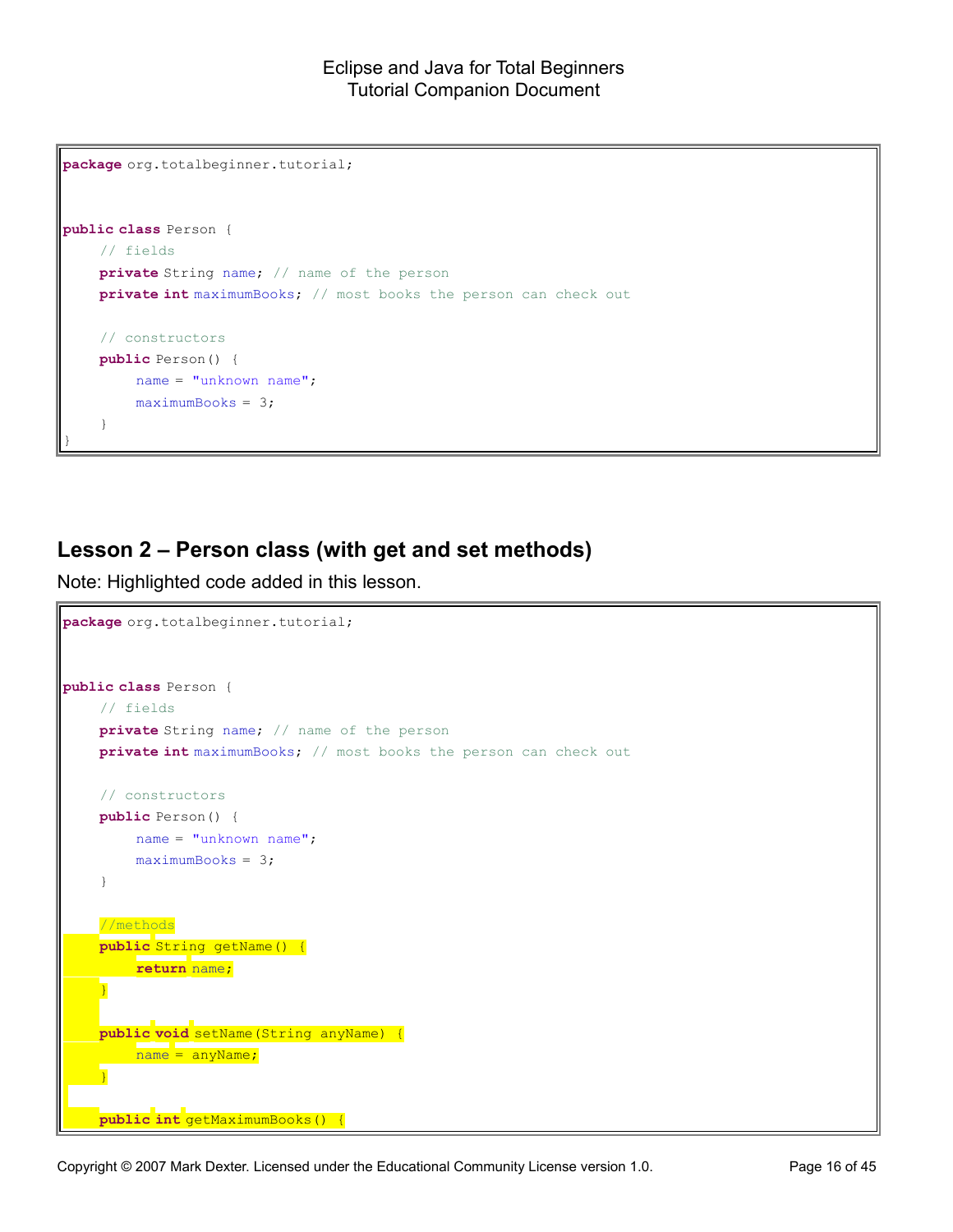```java
package org.totalbeginner.tutorial;


public class Person {
	// fields
	private String name; // name of the person
	private int maximumBooks; // most books the person can check out

	// constructors
	public Person() {
		name = "unknown name";
		maximumBooks = 3;
	}
}
```

## Lesson 2 – Person class (with get and set methods)

Note: Highlighted code added in this lesson.

```java
package org.totalbeginner.tutorial;


public class Person {
	// fields
	private String name; // name of the person
	private int maximumBooks; // most books the person can check out

	// constructors
	public Person() {
		name = "unknown name";
		maximumBooks = 3;
	}

	//methods
	public String getName() {
		return name;
	}

	public void setName(String anyName) {
		name = anyName;
	}

	public int getMaximumBooks() {
```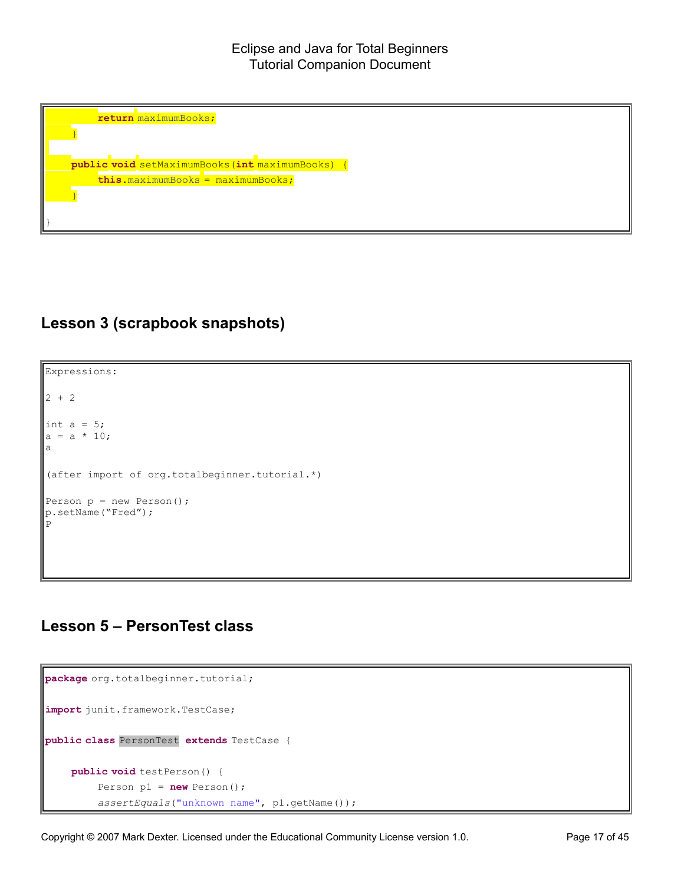```
        return maximumBooks;
    }

    public void setMaximumBooks(int maximumBooks) {
        this.maximumBooks = maximumBooks;
    }

}
```

## Lesson 3 (scrapbook snapshots)

```
Expressions:

2 + 2

int a = 5;
a = a * 10;
a

(after import of org.totalbeginner.tutorial.*)

Person p = new Person();
p.setName("Fred");
P
```

## Lesson 5 – PersonTest class

```
package org.totalbeginner.tutorial;

import junit.framework.TestCase;

public class PersonTest extends TestCase {

    public void testPerson() {
        Person p1 = new Person();
        assertEquals("unknown name", p1.getName());
```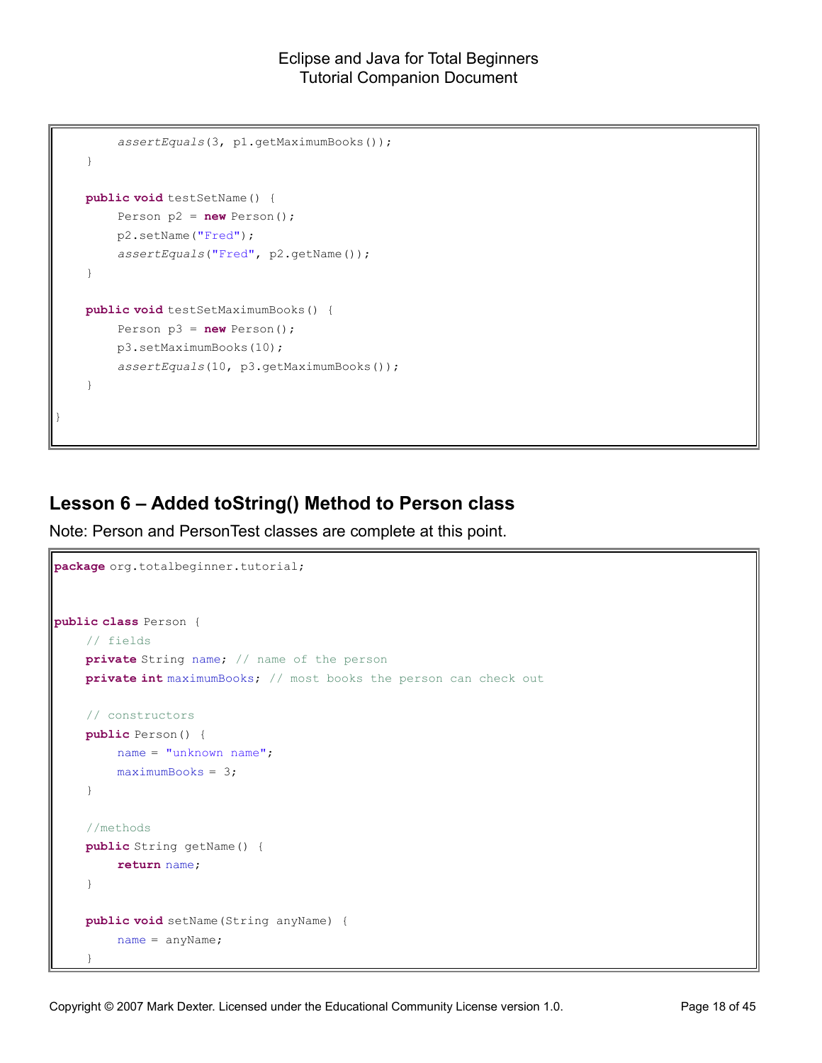```java
        assertEquals(3, p1.getMaximumBooks());
    }

    public void testSetName() {
        Person p2 = new Person();
        p2.setName("Fred");
        assertEquals("Fred", p2.getName());
    }

    public void testSetMaximumBooks() {
        Person p3 = new Person();
        p3.setMaximumBooks(10);
        assertEquals(10, p3.getMaximumBooks());
    }

}
```

## Lesson 6 – Added toString() Method to Person class

Note: Person and PersonTest classes are complete at this point.

```java
package org.totalbeginner.tutorial;


public class Person {
    // fields
    private String name; // name of the person
    private int maximumBooks; // most books the person can check out

    // constructors
    public Person() {
        name = "unknown name";
        maximumBooks = 3;
    }

    //methods
    public String getName() {
        return name;
    }

    public void setName(String anyName) {
        name = anyName;
    }
```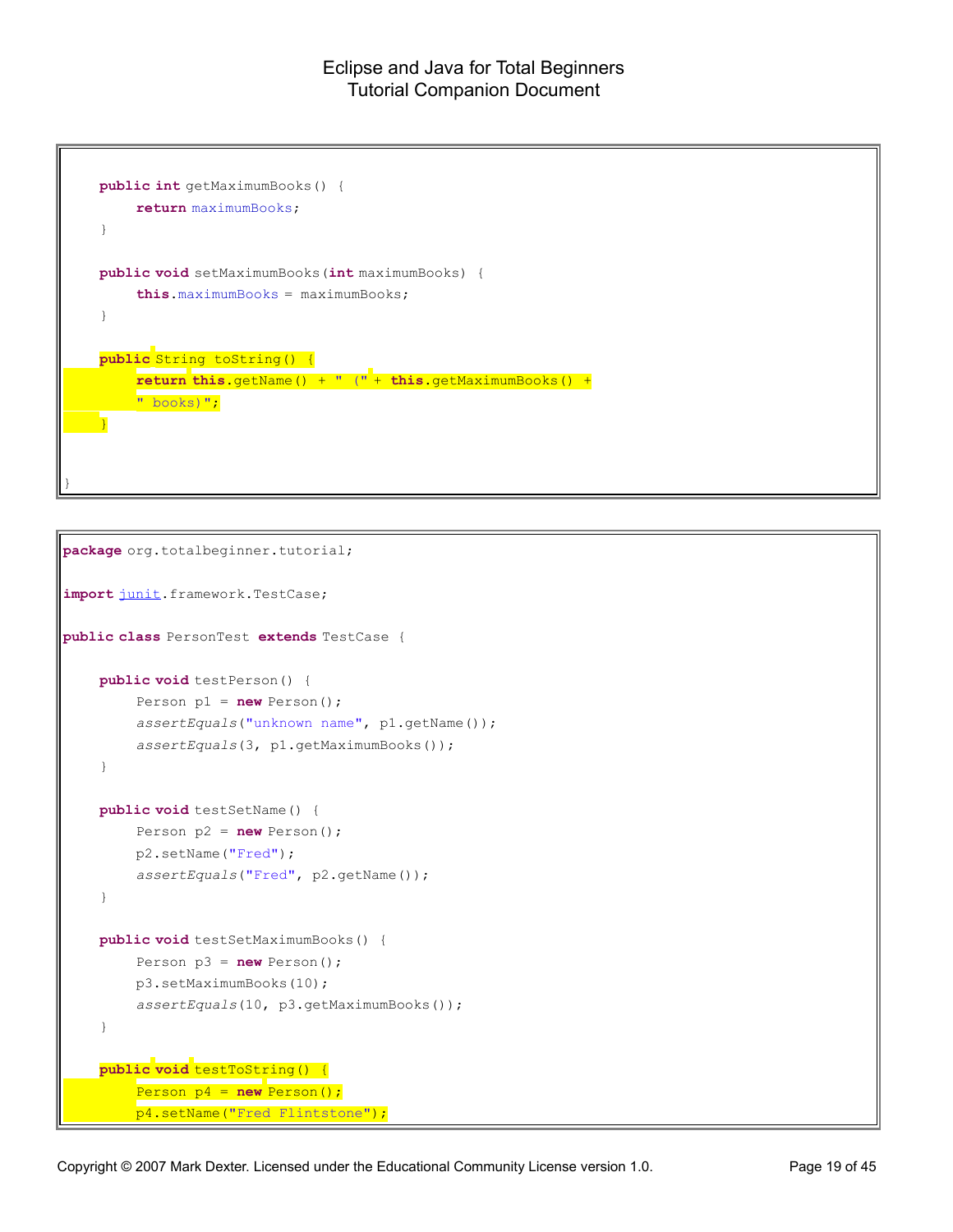```java
    public int getMaximumBooks() {
        return maximumBooks;
    }

    public void setMaximumBooks(int maximumBooks) {
        this.maximumBooks = maximumBooks;
    }

    public String toString() {
        return this.getName() + " (" + this.getMaximumBooks() +
        " books)";
    }


}
```

```java
package org.totalbeginner.tutorial;

import junit.framework.TestCase;

public class PersonTest extends TestCase {

    public void testPerson() {
        Person p1 = new Person();
        assertEquals("unknown name", p1.getName());
        assertEquals(3, p1.getMaximumBooks());
    }

    public void testSetName() {
        Person p2 = new Person();
        p2.setName("Fred");
        assertEquals("Fred", p2.getName());
    }

    public void testSetMaximumBooks() {
        Person p3 = new Person();
        p3.setMaximumBooks(10);
        assertEquals(10, p3.getMaximumBooks());
    }

    public void testToString() {
        Person p4 = new Person();
        p4.setName("Fred Flintstone");
```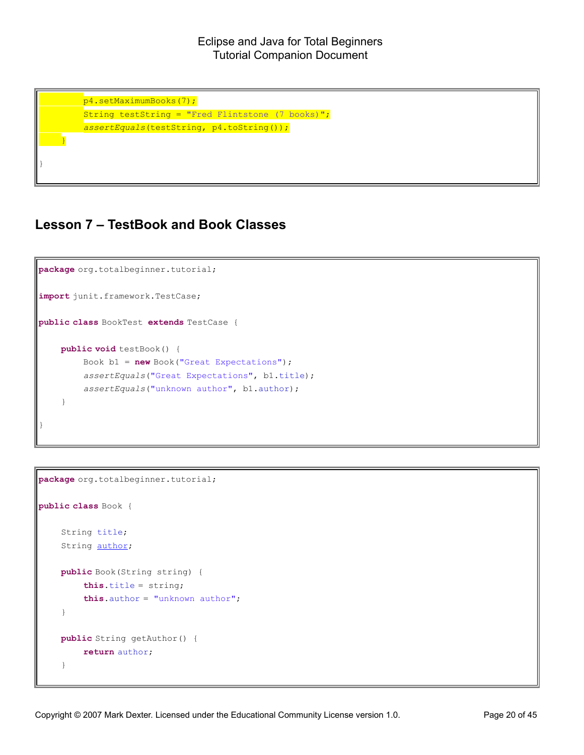```
        p4.setMaximumBooks(7);
        String testString = "Fred Flintstone (7 books)";
        assertEquals(testString, p4.toString());
    }

}
```

## Lesson 7 – TestBook and Book Classes

```
package org.totalbeginner.tutorial;

import junit.framework.TestCase;

public class BookTest extends TestCase {

    public void testBook() {
        Book b1 = new Book("Great Expectations");
        assertEquals("Great Expectations", b1.title);
        assertEquals("unknown author", b1.author);
    }

}
```

```
package org.totalbeginner.tutorial;

public class Book {

    String title;
    String author;

    public Book(String string) {
        this.title = string;
        this.author = "unknown author";
    }

    public String getAuthor() {
        return author;
    }
```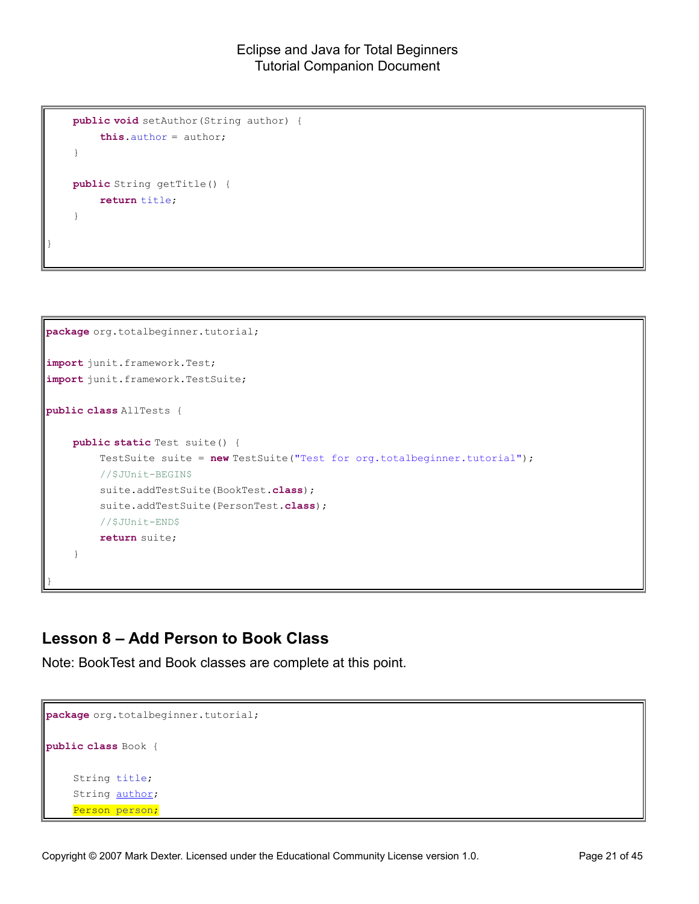```java
    public void setAuthor(String author) {
        this.author = author;
    }

    public String getTitle() {
        return title;
    }

}
```

```java
package org.totalbeginner.tutorial;

import junit.framework.Test;
import junit.framework.TestSuite;

public class AllTests {

    public static Test suite() {
        TestSuite suite = new TestSuite("Test for org.totalbeginner.tutorial");
        //$JUnit-BEGIN$
        suite.addTestSuite(BookTest.class);
        suite.addTestSuite(PersonTest.class);
        //$JUnit-END$
        return suite;
    }

}
```

## Lesson 8 – Add Person to Book Class

Note: BookTest and Book classes are complete at this point.

```java
package org.totalbeginner.tutorial;

public class Book {

    String title;
    String author;
    Person person;
```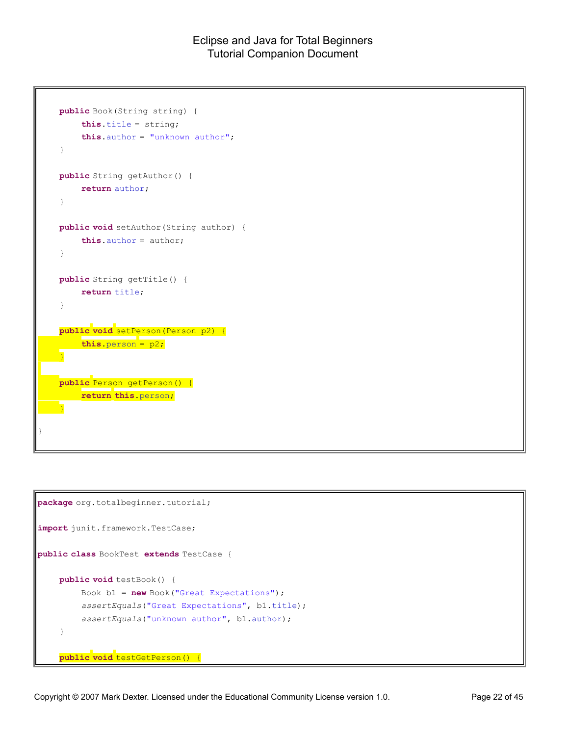```java
    public Book(String string) {
        this.title = string;
        this.author = "unknown author";
    }

    public String getAuthor() {
        return author;
    }

    public void setAuthor(String author) {
        this.author = author;
    }

    public String getTitle() {
        return title;
    }

    public void setPerson(Person p2) {
        this.person = p2;
    }

    public Person getPerson() {
        return this.person;
    }

}
```

```java
package org.totalbeginner.tutorial;

import junit.framework.TestCase;

public class BookTest extends TestCase {

    public void testBook() {
        Book b1 = new Book("Great Expectations");
        assertEquals("Great Expectations", b1.title);
        assertEquals("unknown author", b1.author);
    }

    public void testGetPerson() {
```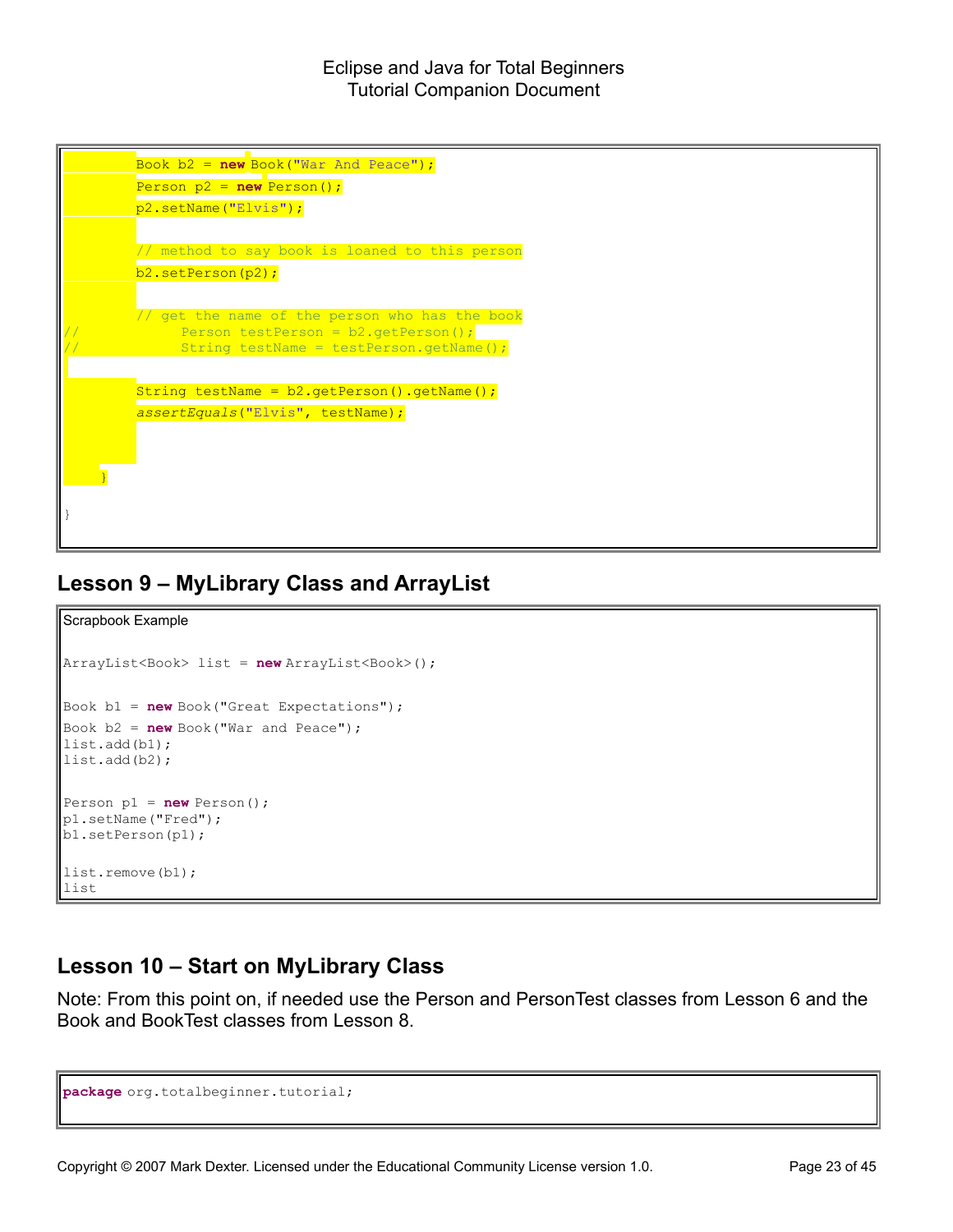```
        Book b2 = new Book("War And Peace");
        Person p2 = new Person();
        p2.setName("Elvis");

        // method to say book is loaned to this person
        b2.setPerson(p2);

        // get the name of the person who has the book
//              Person testPerson = b2.getPerson();
//              String testName = testPerson.getName();

        String testName = b2.getPerson().getName();
        assertEquals("Elvis", testName);



    }

}
```

## Lesson 9 – MyLibrary Class and ArrayList

Scrapbook Example

```
ArrayList<Book> list = new ArrayList<Book>();


Book b1 = new Book("Great Expectations");
Book b2 = new Book("War and Peace");
list.add(b1);
list.add(b2);


Person p1 = new Person();
p1.setName("Fred");
b1.setPerson(p1);


list.remove(b1);
list
```

## Lesson 10 – Start on MyLibrary Class

Note: From this point on, if needed use the Person and PersonTest classes from Lesson 6 and the Book and BookTest classes from Lesson 8.

```
package org.totalbeginner.tutorial;
```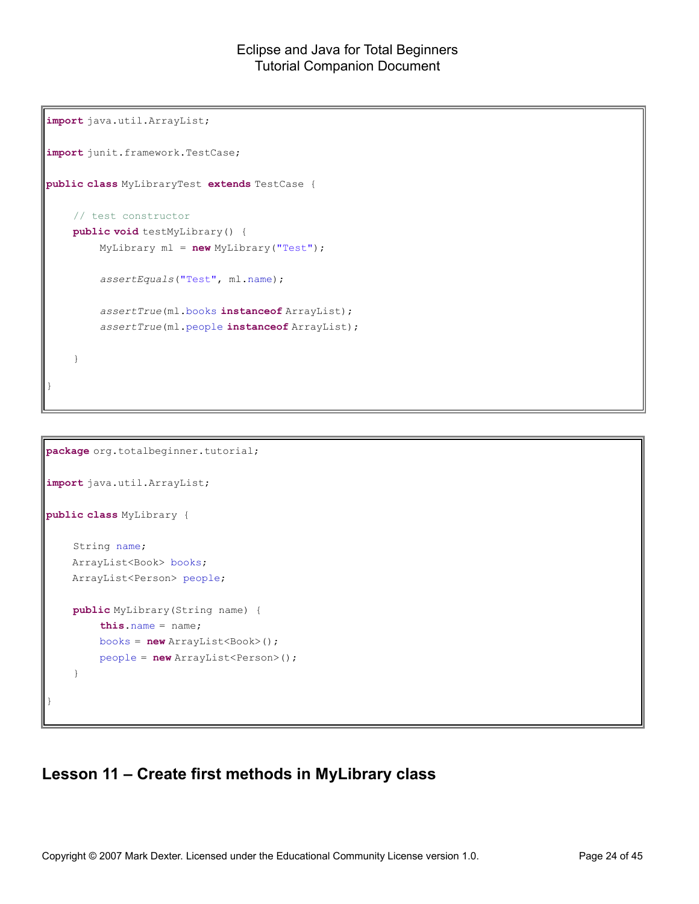```java
import java.util.ArrayList;

import junit.framework.TestCase;

public class MyLibraryTest extends TestCase {

    // test constructor
    public void testMyLibrary() {
        MyLibrary ml = new MyLibrary("Test");

        assertEquals("Test", ml.name);

        assertTrue(ml.books instanceof ArrayList);
        assertTrue(ml.people instanceof ArrayList);

    }

}
```

```java
package org.totalbeginner.tutorial;

import java.util.ArrayList;

public class MyLibrary {

    String name;
    ArrayList<Book> books;
    ArrayList<Person> people;

    public MyLibrary(String name) {
        this.name = name;
        books = new ArrayList<Book>();
        people = new ArrayList<Person>();
    }

}
```

## Lesson 11 – Create first methods in MyLibrary class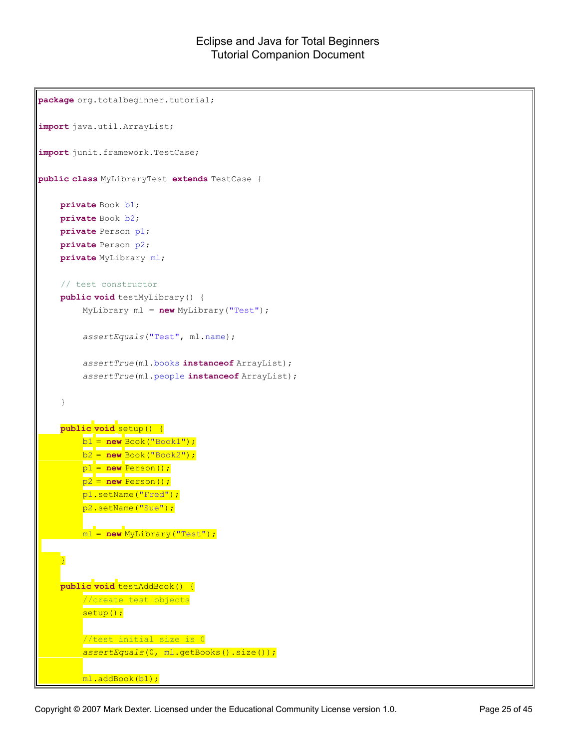```java
package org.totalbeginner.tutorial;

import java.util.ArrayList;

import junit.framework.TestCase;

public class MyLibraryTest extends TestCase {

    private Book b1;
    private Book b2;
    private Person p1;
    private Person p2;
    private MyLibrary ml;

    // test constructor
    public void testMyLibrary() {
        MyLibrary ml = new MyLibrary("Test");

        assertEquals("Test", ml.name);

        assertTrue(ml.books instanceof ArrayList);
        assertTrue(ml.people instanceof ArrayList);

    }

    public void setup() {
        b1 = new Book("Book1");
        b2 = new Book("Book2");
        p1 = new Person();
        p2 = new Person();
        p1.setName("Fred");
        p2.setName("Sue");

        ml = new MyLibrary("Test");

    }

    public void testAddBook() {
        //create test objects
        setup();

        //test initial size is 0
        assertEquals(0, ml.getBooks().size());

        ml.addBook(b1);
```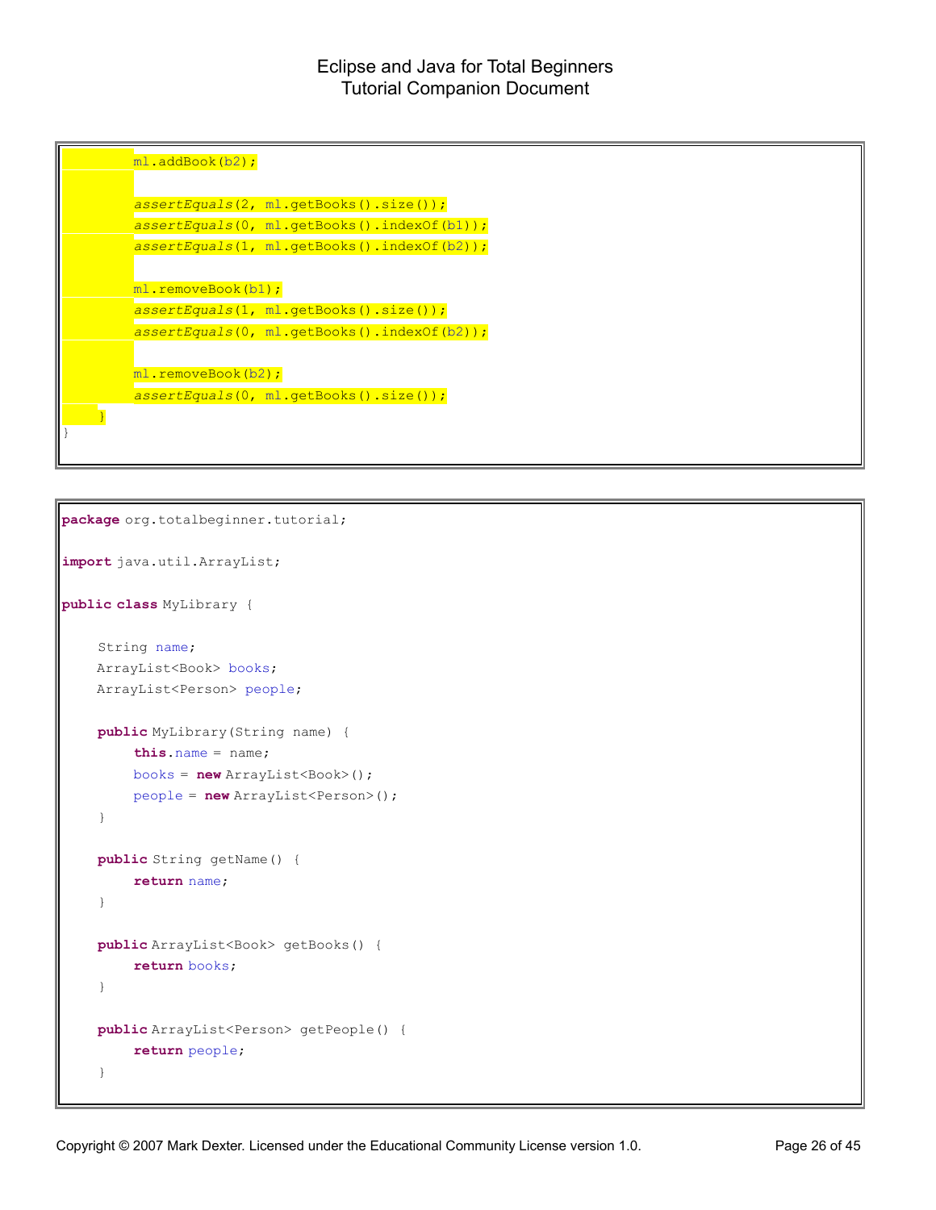```java
        ml.addBook(b2);

        assertEquals(2, ml.getBooks().size());
        assertEquals(0, ml.getBooks().indexOf(b1));
        assertEquals(1, ml.getBooks().indexOf(b2));

        ml.removeBook(b1);
        assertEquals(1, ml.getBooks().size());
        assertEquals(0, ml.getBooks().indexOf(b2));

        ml.removeBook(b2);
        assertEquals(0, ml.getBooks().size());
    }
}
```

```java
package org.totalbeginner.tutorial;

import java.util.ArrayList;

public class MyLibrary {

    String name;
    ArrayList<Book> books;
    ArrayList<Person> people;

    public MyLibrary(String name) {
        this.name = name;
        books = new ArrayList<Book>();
        people = new ArrayList<Person>();
    }

    public String getName() {
        return name;
    }

    public ArrayList<Book> getBooks() {
        return books;
    }

    public ArrayList<Person> getPeople() {
        return people;
    }
```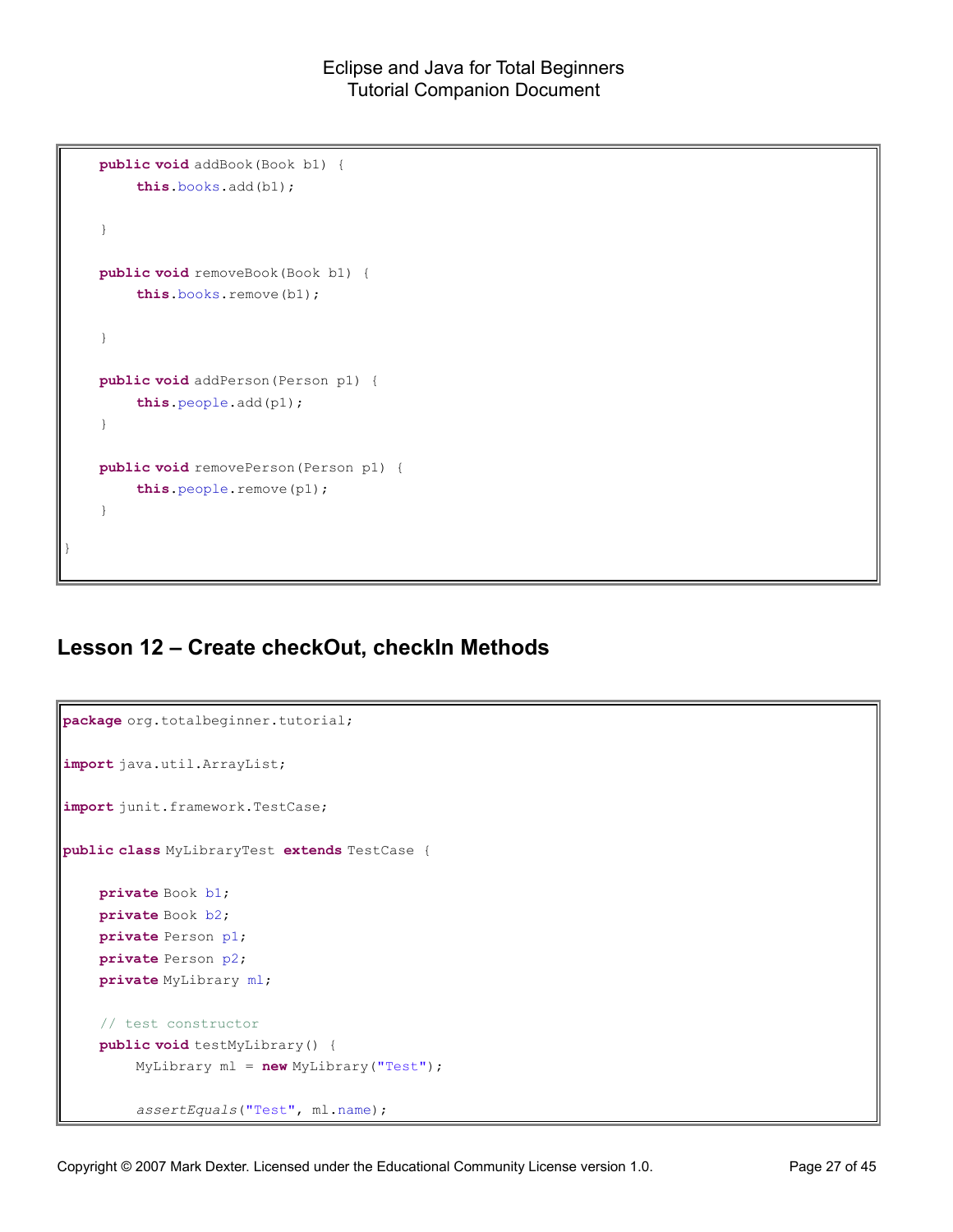```
    public void addBook(Book b1) {
        this.books.add(b1);

    }

    public void removeBook(Book b1) {
        this.books.remove(b1);

    }

    public void addPerson(Person p1) {
        this.people.add(p1);
    }

    public void removePerson(Person p1) {
        this.people.remove(p1);
    }

}
```

## Lesson 12 – Create checkOut, checkIn Methods

```
package org.totalbeginner.tutorial;

import java.util.ArrayList;

import junit.framework.TestCase;

public class MyLibraryTest extends TestCase {

    private Book b1;
    private Book b2;
    private Person p1;
    private Person p2;
    private MyLibrary ml;

    // test constructor
    public void testMyLibrary() {
        MyLibrary ml = new MyLibrary("Test");

        assertEquals("Test", ml.name);
```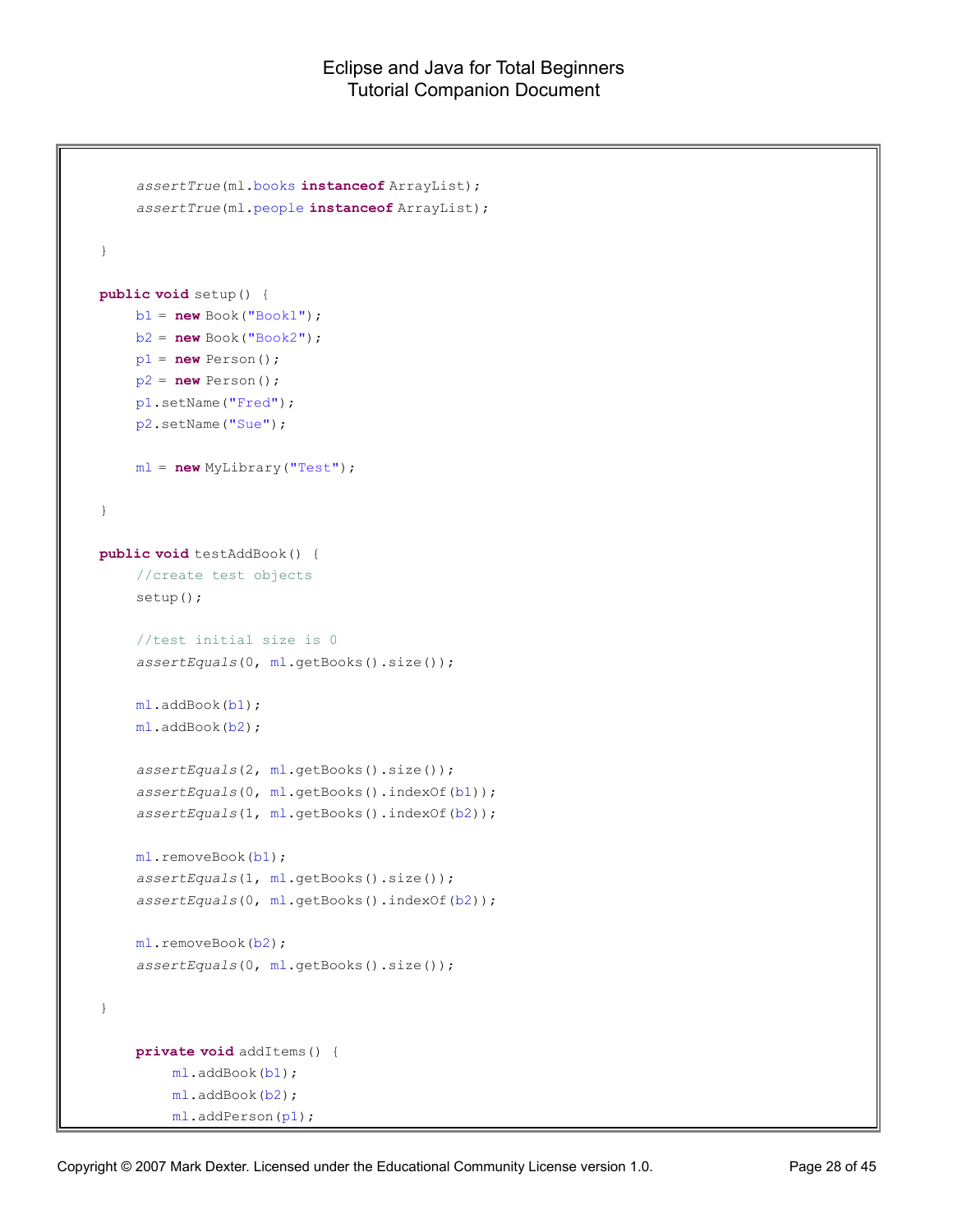```java
        assertTrue(ml.books instanceof ArrayList);
        assertTrue(ml.people instanceof ArrayList);

    }

    public void setup() {
        b1 = new Book("Book1");
        b2 = new Book("Book2");
        p1 = new Person();
        p2 = new Person();
        p1.setName("Fred");
        p2.setName("Sue");

        ml = new MyLibrary("Test");

    }

    public void testAddBook() {
        //create test objects
        setup();

        //test initial size is 0
        assertEquals(0, ml.getBooks().size());

        ml.addBook(b1);
        ml.addBook(b2);

        assertEquals(2, ml.getBooks().size());
        assertEquals(0, ml.getBooks().indexOf(b1));
        assertEquals(1, ml.getBooks().indexOf(b2));

        ml.removeBook(b1);
        assertEquals(1, ml.getBooks().size());
        assertEquals(0, ml.getBooks().indexOf(b2));

        ml.removeBook(b2);
        assertEquals(0, ml.getBooks().size());

    }

        private void addItems() {
            ml.addBook(b1);
            ml.addBook(b2);
            ml.addPerson(p1);
```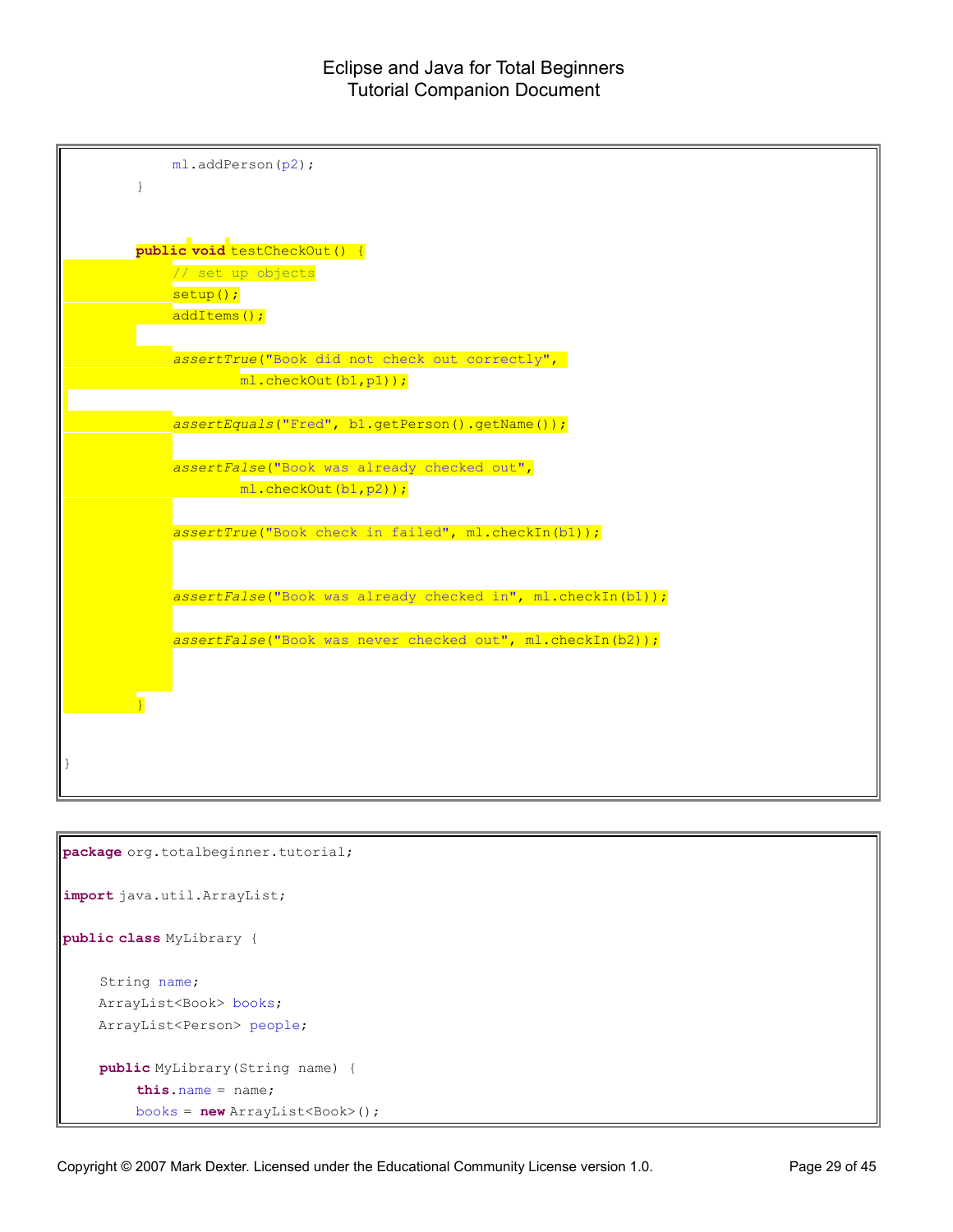```java
            ml.addPerson(p2);
        }


        public void testCheckOut() {
            // set up objects
            setup();
            addItems();

            assertTrue("Book did not check out correctly",
                    ml.checkOut(b1,p1));

            assertEquals("Fred", b1.getPerson().getName());

            assertFalse("Book was already checked out",
                    ml.checkOut(b1,p2));

            assertTrue("Book check in failed", ml.checkIn(b1));


            assertFalse("Book was already checked in", ml.checkIn(b1));

            assertFalse("Book was never checked out", ml.checkIn(b2));


        }


}
```

```java
package org.totalbeginner.tutorial;

import java.util.ArrayList;

public class MyLibrary {

    String name;
    ArrayList<Book> books;
    ArrayList<Person> people;

    public MyLibrary(String name) {
        this.name = name;
        books = new ArrayList<Book>();
```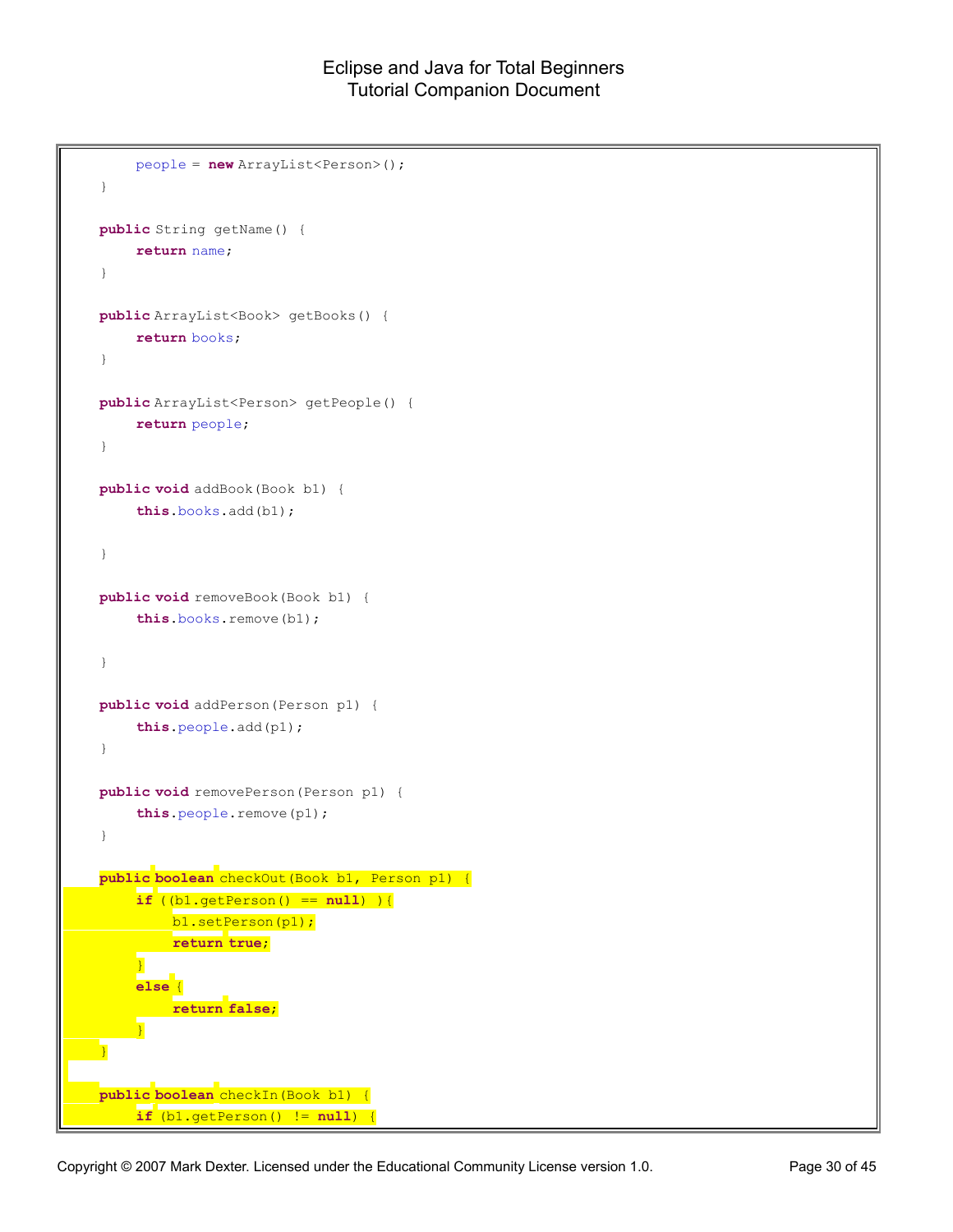```
        people = new ArrayList<Person>();
    }

    public String getName() {
        return name;
    }

    public ArrayList<Book> getBooks() {
        return books;
    }

    public ArrayList<Person> getPeople() {
        return people;
    }

    public void addBook(Book b1) {
        this.books.add(b1);

    }

    public void removeBook(Book b1) {
        this.books.remove(b1);

    }

    public void addPerson(Person p1) {
        this.people.add(p1);
    }

    public void removePerson(Person p1) {
        this.people.remove(p1);
    }

    public boolean checkOut(Book b1, Person p1) {
        if ((b1.getPerson() == null) ){
            b1.setPerson(p1);
            return true;
        }
        else {
            return false;
        }
    }

    public boolean checkIn(Book b1) {
        if (b1.getPerson() != null) {
```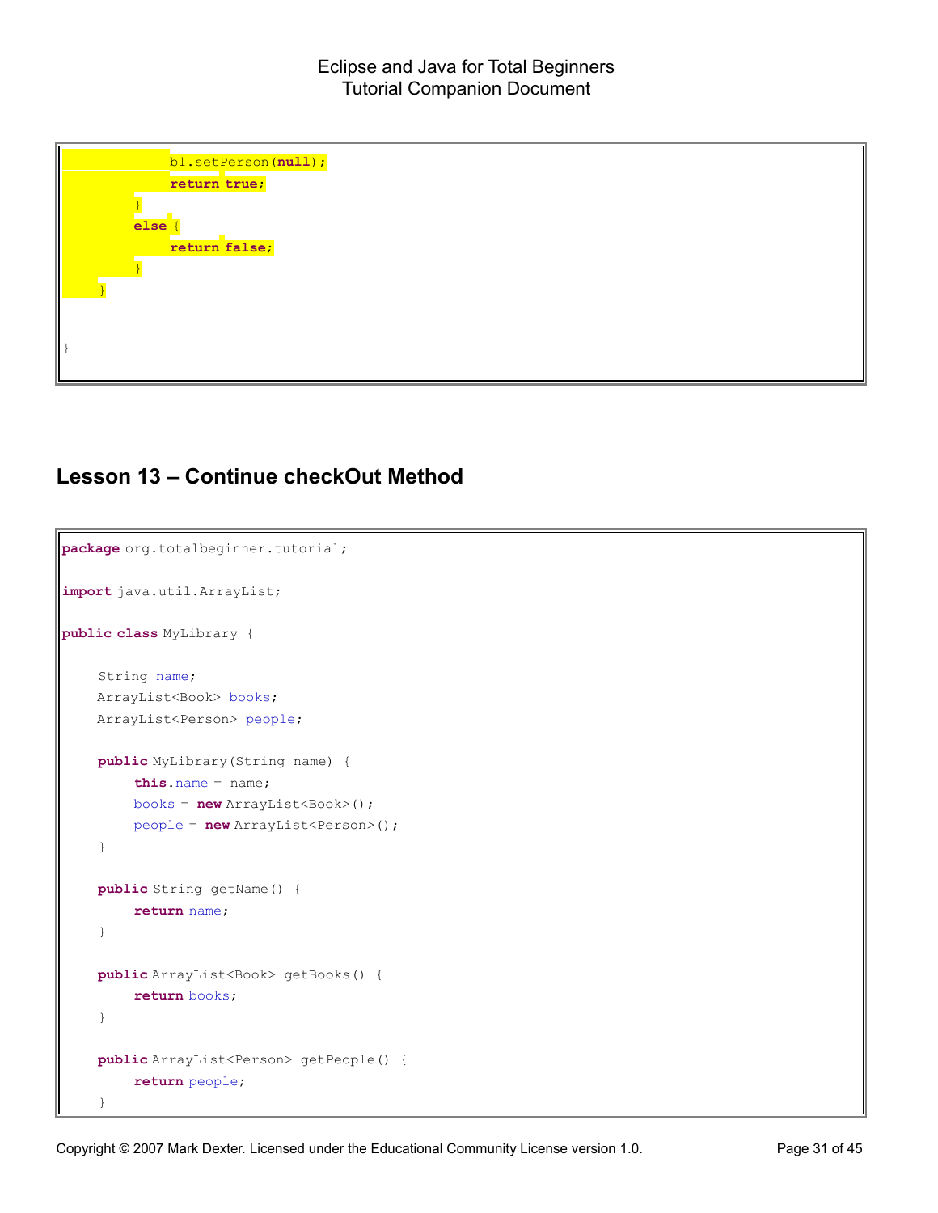```
            b1.setPerson(null);
            return true;
        }
        else {
            return false;
        }
    }


}
```

## Lesson 13 – Continue checkOut Method

```
package org.totalbeginner.tutorial;

import java.util.ArrayList;

public class MyLibrary {

    String name;
    ArrayList<Book> books;
    ArrayList<Person> people;

    public MyLibrary(String name) {
        this.name = name;
        books = new ArrayList<Book>();
        people = new ArrayList<Person>();
    }

    public String getName() {
        return name;
    }

    public ArrayList<Book> getBooks() {
        return books;
    }

    public ArrayList<Person> getPeople() {
        return people;
    }
```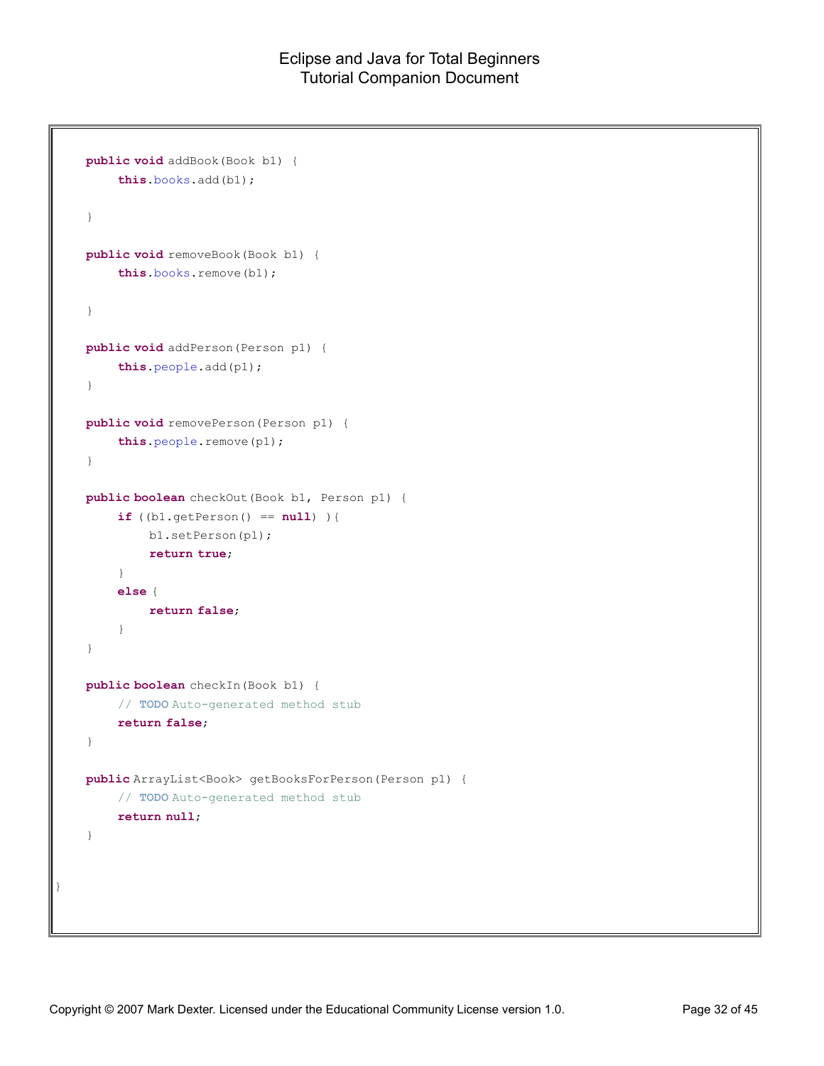```java
    public void addBook(Book b1) {
        this.books.add(b1);

    }

    public void removeBook(Book b1) {
        this.books.remove(b1);

    }

    public void addPerson(Person p1) {
        this.people.add(p1);
    }

    public void removePerson(Person p1) {
        this.people.remove(p1);
    }

    public boolean checkOut(Book b1, Person p1) {
        if ((b1.getPerson() == null) ){
            b1.setPerson(p1);
            return true;
        }
        else {
            return false;
        }
    }

    public boolean checkIn(Book b1) {
        // TODO Auto-generated method stub
        return false;
    }

    public ArrayList<Book> getBooksForPerson(Person p1) {
        // TODO Auto-generated method stub
        return null;
    }


}
```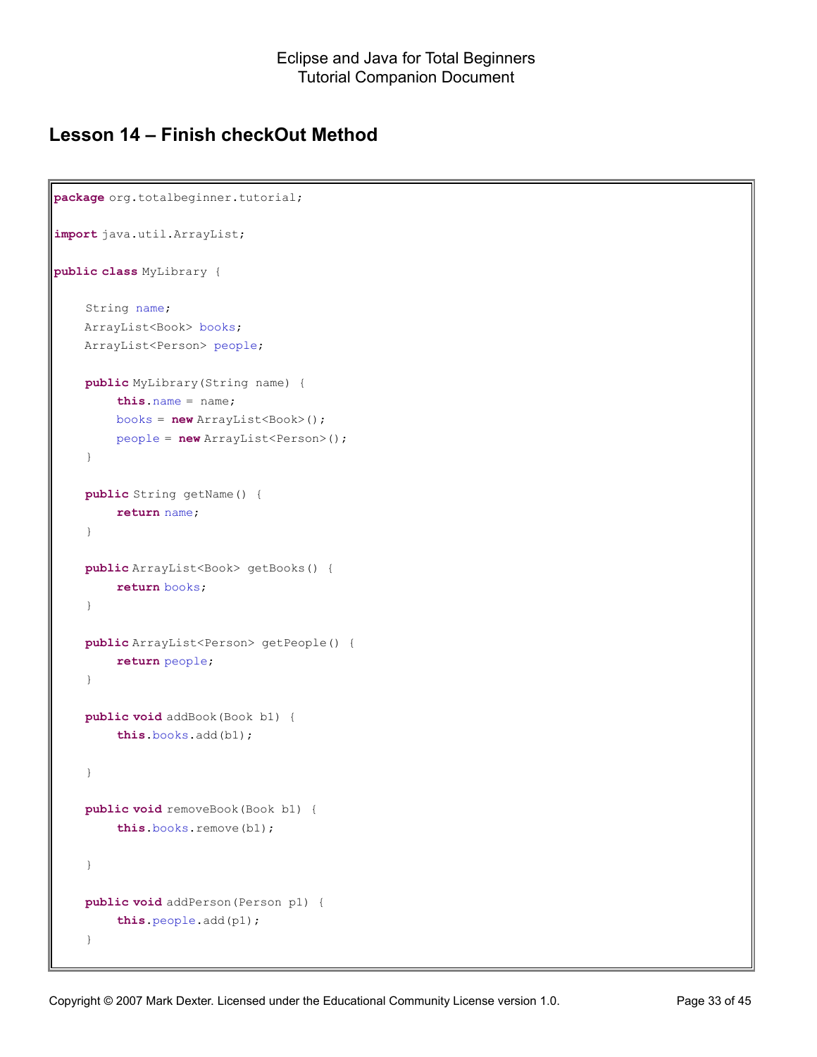## Lesson 14 – Finish checkOut Method

```
package org.totalbeginner.tutorial;

import java.util.ArrayList;

public class MyLibrary {

    String name;
    ArrayList<Book> books;
    ArrayList<Person> people;

    public MyLibrary(String name) {
        this.name = name;
        books = new ArrayList<Book>();
        people = new ArrayList<Person>();
    }

    public String getName() {
        return name;
    }

    public ArrayList<Book> getBooks() {
        return books;
    }

    public ArrayList<Person> getPeople() {
        return people;
    }

    public void addBook(Book b1) {
        this.books.add(b1);

    }

    public void removeBook(Book b1) {
        this.books.remove(b1);

    }

    public void addPerson(Person p1) {
        this.people.add(p1);
    }
```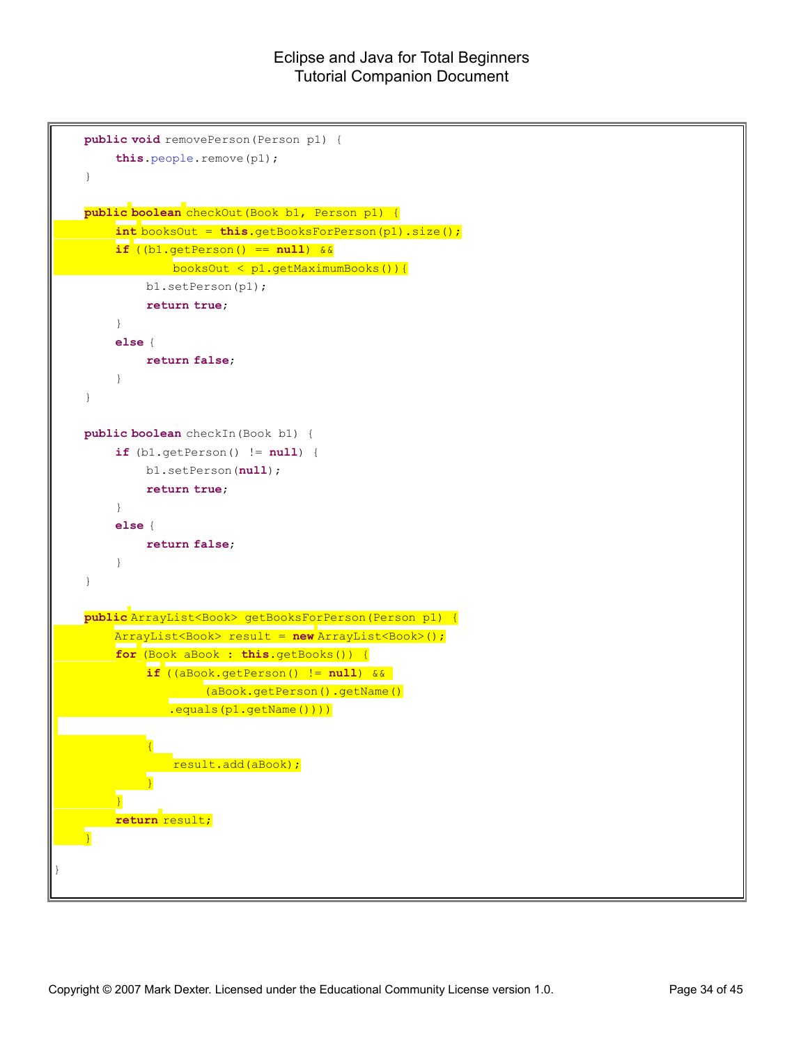```java
    public void removePerson(Person p1) {
        this.people.remove(p1);
    }

    public boolean checkOut(Book b1, Person p1) {
        int booksOut = this.getBooksForPerson(p1).size();
        if ((b1.getPerson() == null) &&
                booksOut < p1.getMaximumBooks()){
            b1.setPerson(p1);
            return true;
        }
        else {
            return false;
        }
    }

    public boolean checkIn(Book b1) {
        if (b1.getPerson() != null) {
            b1.setPerson(null);
            return true;
        }
        else {
            return false;
        }
    }

    public ArrayList<Book> getBooksForPerson(Person p1) {
        ArrayList<Book> result = new ArrayList<Book>();
        for (Book aBook : this.getBooks()) {
            if ((aBook.getPerson() != null) &&
                    (aBook.getPerson().getName()
                .equals(p1.getName())))

            {
                result.add(aBook);
            }
        }
        return result;
    }

}
```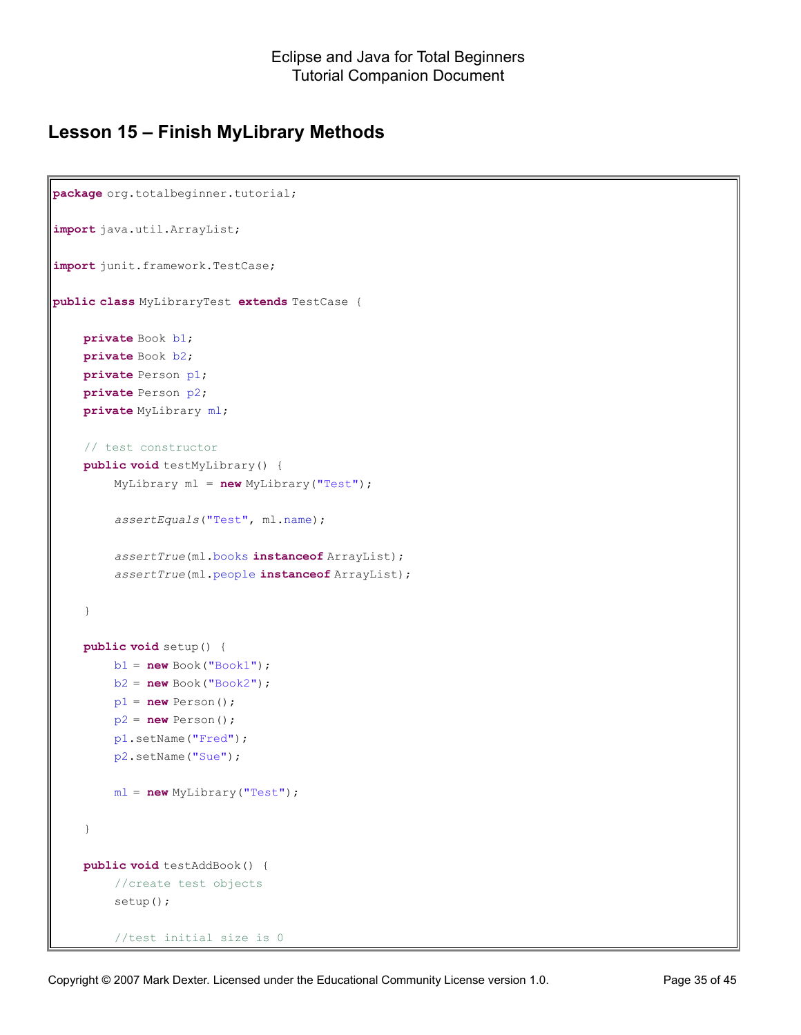## Lesson 15 – Finish MyLibrary Methods

```
package org.totalbeginner.tutorial;

import java.util.ArrayList;

import junit.framework.TestCase;

public class MyLibraryTest extends TestCase {

    private Book b1;
    private Book b2;
    private Person p1;
    private Person p2;
    private MyLibrary ml;

    // test constructor
    public void testMyLibrary() {
        MyLibrary ml = new MyLibrary("Test");

        assertEquals("Test", ml.name);

        assertTrue(ml.books instanceof ArrayList);
        assertTrue(ml.people instanceof ArrayList);

    }

    public void setup() {
        b1 = new Book("Book1");
        b2 = new Book("Book2");
        p1 = new Person();
        p2 = new Person();
        p1.setName("Fred");
        p2.setName("Sue");

        ml = new MyLibrary("Test");

    }

    public void testAddBook() {
        //create test objects
        setup();

        //test initial size is 0
```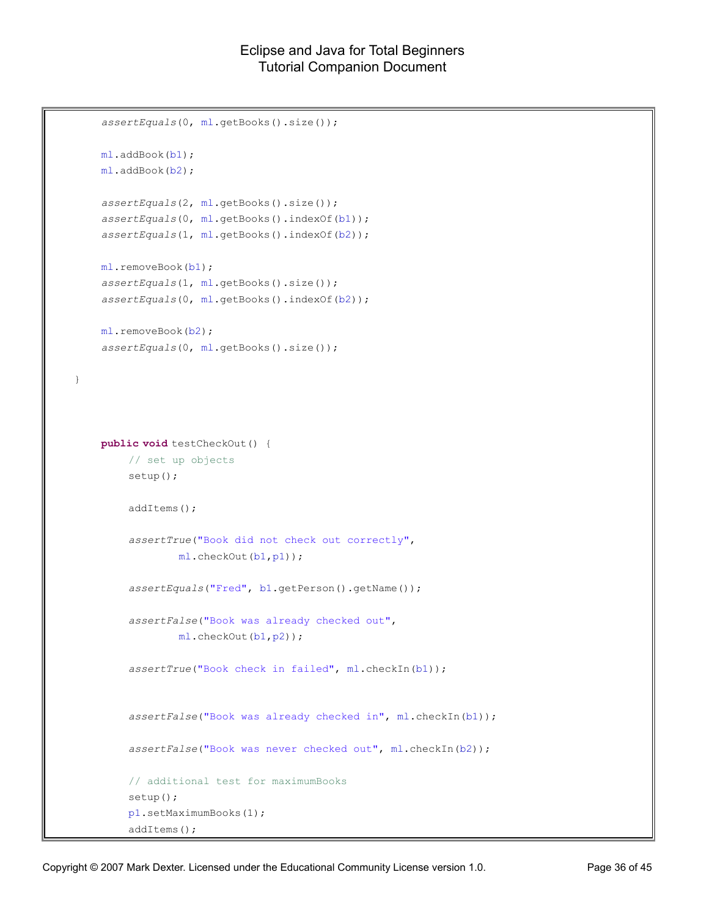```
        assertEquals(0, ml.getBooks().size());

        ml.addBook(b1);
        ml.addBook(b2);

        assertEquals(2, ml.getBooks().size());
        assertEquals(0, ml.getBooks().indexOf(b1));
        assertEquals(1, ml.getBooks().indexOf(b2));

        ml.removeBook(b1);
        assertEquals(1, ml.getBooks().size());
        assertEquals(0, ml.getBooks().indexOf(b2));

        ml.removeBook(b2);
        assertEquals(0, ml.getBooks().size());

    }



        public void testCheckOut() {
            // set up objects
            setup();

            addItems();

            assertTrue("Book did not check out correctly",
                    ml.checkOut(b1,p1));

            assertEquals("Fred", b1.getPerson().getName());

            assertFalse("Book was already checked out",
                    ml.checkOut(b1,p2));

            assertTrue("Book check in failed", ml.checkIn(b1));


            assertFalse("Book was already checked in", ml.checkIn(b1));

            assertFalse("Book was never checked out", ml.checkIn(b2));

            // additional test for maximumBooks
            setup();
            p1.setMaximumBooks(1);
            addItems();
```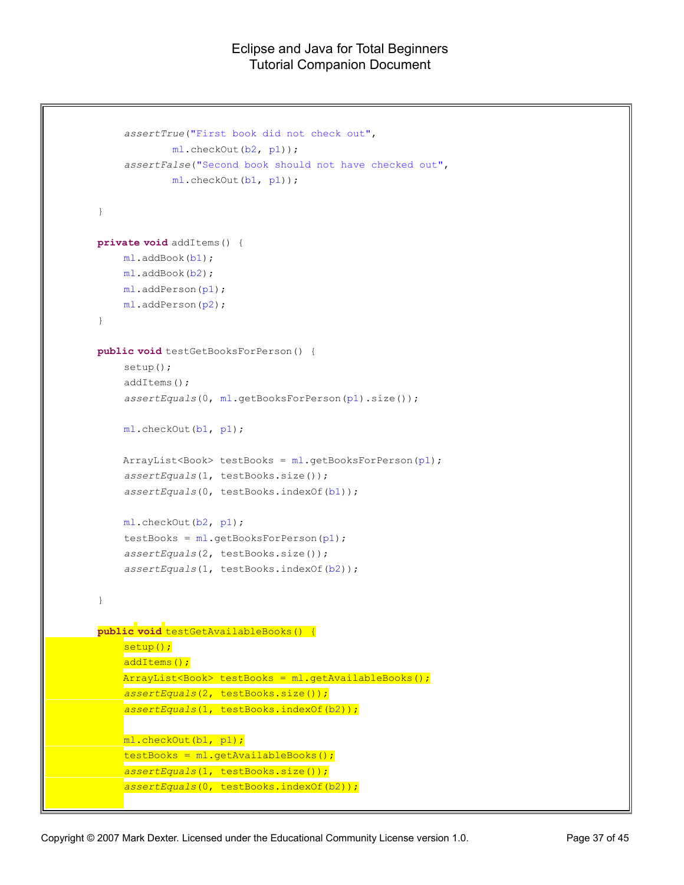```
		assertTrue("First book did not check out",
				ml.checkOut(b2, p1));
		assertFalse("Second book should not have checked out",
				ml.checkOut(b1, p1));

	}

	private void addItems() {
		ml.addBook(b1);
		ml.addBook(b2);
		ml.addPerson(p1);
		ml.addPerson(p2);
	}

	public void testGetBooksForPerson() {
		setup();
		addItems();
		assertEquals(0, ml.getBooksForPerson(p1).size());

		ml.checkOut(b1, p1);

		ArrayList<Book> testBooks = ml.getBooksForPerson(p1);
		assertEquals(1, testBooks.size());
		assertEquals(0, testBooks.indexOf(b1));

		ml.checkOut(b2, p1);
		testBooks = ml.getBooksForPerson(p1);
		assertEquals(2, testBooks.size());
		assertEquals(1, testBooks.indexOf(b2));

	}

	public void testGetAvailableBooks() {
		setup();
		addItems();
		ArrayList<Book> testBooks = ml.getAvailableBooks();
		assertEquals(2, testBooks.size());
		assertEquals(1, testBooks.indexOf(b2));

		ml.checkOut(b1, p1);
		testBooks = ml.getAvailableBooks();
		assertEquals(1, testBooks.size());
		assertEquals(0, testBooks.indexOf(b2));
```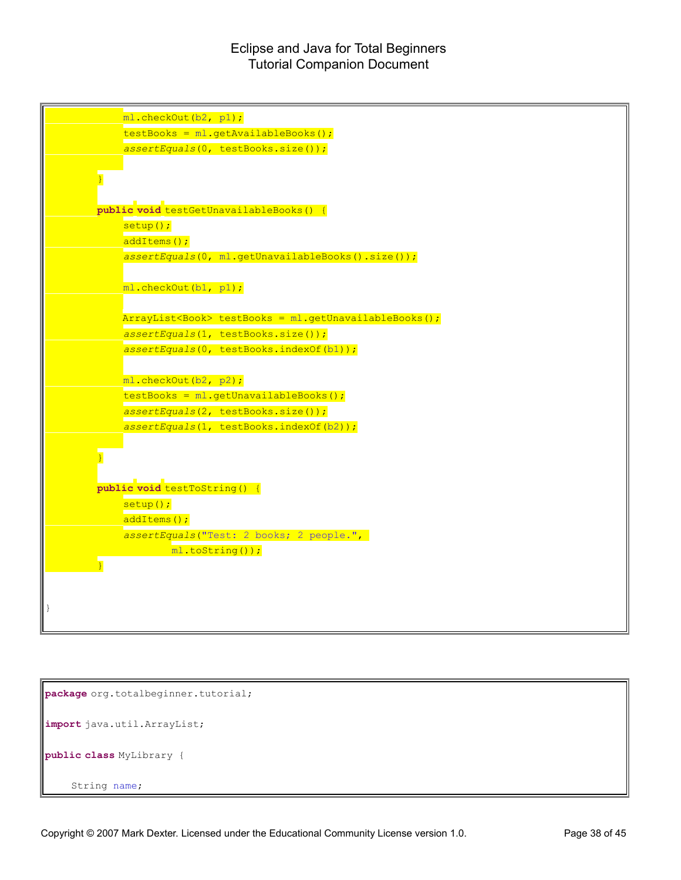```
            ml.checkOut(b2, p1);
            testBooks = ml.getAvailableBooks();
            assertEquals(0, testBooks.size());

        }

        public void testGetUnavailableBooks() {
            setup();
            addItems();
            assertEquals(0, ml.getUnavailableBooks().size());

            ml.checkOut(b1, p1);

            ArrayList<Book> testBooks = ml.getUnavailableBooks();
            assertEquals(1, testBooks.size());
            assertEquals(0, testBooks.indexOf(b1));

            ml.checkOut(b2, p2);
            testBooks = ml.getUnavailableBooks();
            assertEquals(2, testBooks.size());
            assertEquals(1, testBooks.indexOf(b2));

        }

        public void testToString() {
            setup();
            addItems();
            assertEquals("Test: 2 books; 2 people.",
                    ml.toString());
        }


}
```

```
package org.totalbeginner.tutorial;

import java.util.ArrayList;

public class MyLibrary {

    String name;
```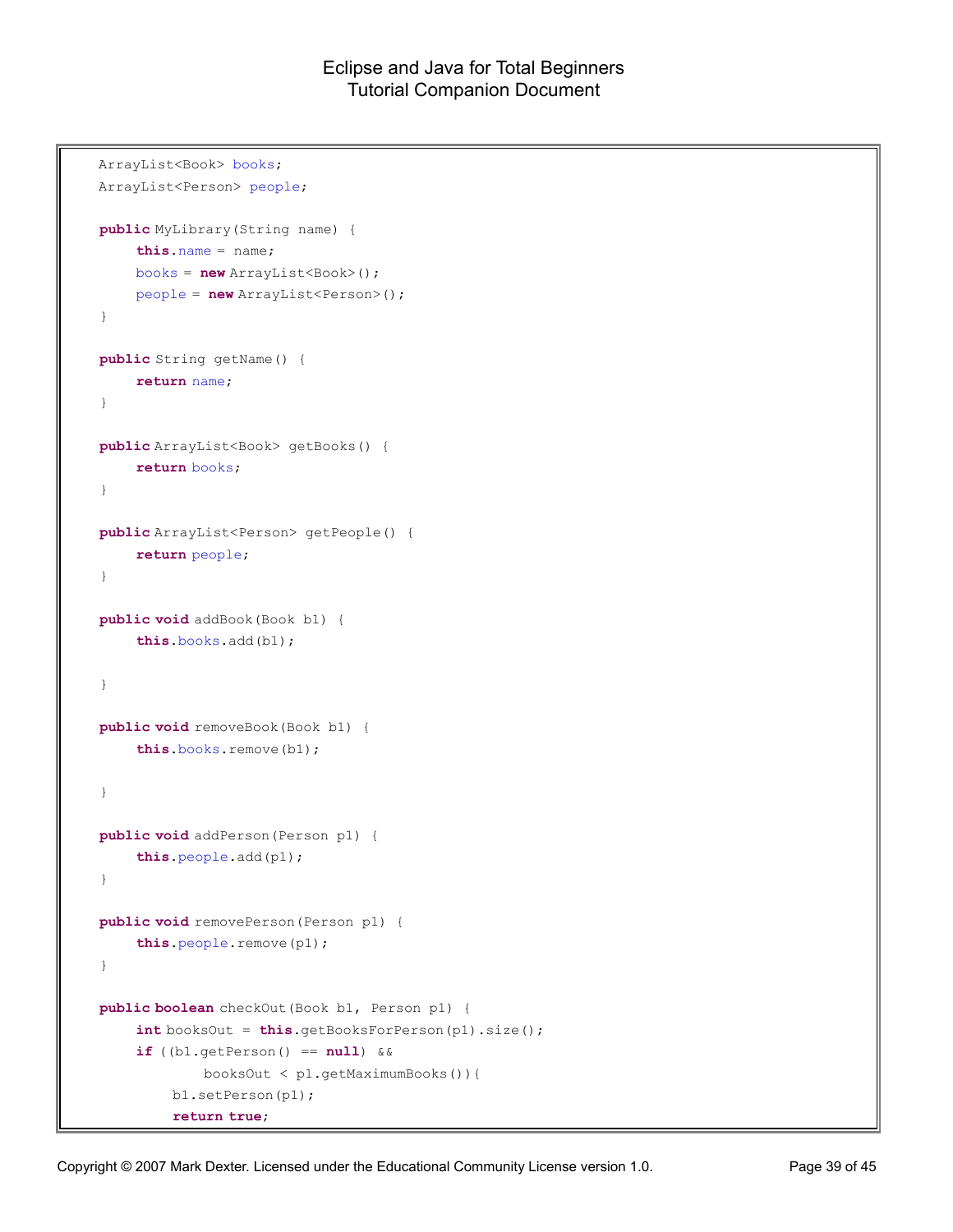```
ArrayList<Book> books;
ArrayList<Person> people;

public MyLibrary(String name) {
     this.name = name;
     books = new ArrayList<Book>();
     people = new ArrayList<Person>();
}

public String getName() {
     return name;
}

public ArrayList<Book> getBooks() {
     return books;
}

public ArrayList<Person> getPeople() {
     return people;
}

public void addBook(Book b1) {
     this.books.add(b1);

}

public void removeBook(Book b1) {
     this.books.remove(b1);

}

public void addPerson(Person p1) {
     this.people.add(p1);
}

public void removePerson(Person p1) {
     this.people.remove(p1);
}

public boolean checkOut(Book b1, Person p1) {
     int booksOut = this.getBooksForPerson(p1).size();
     if ((b1.getPerson() == null) &&
               booksOut < p1.getMaximumBooks()){
          b1.setPerson(p1);
          return true;
```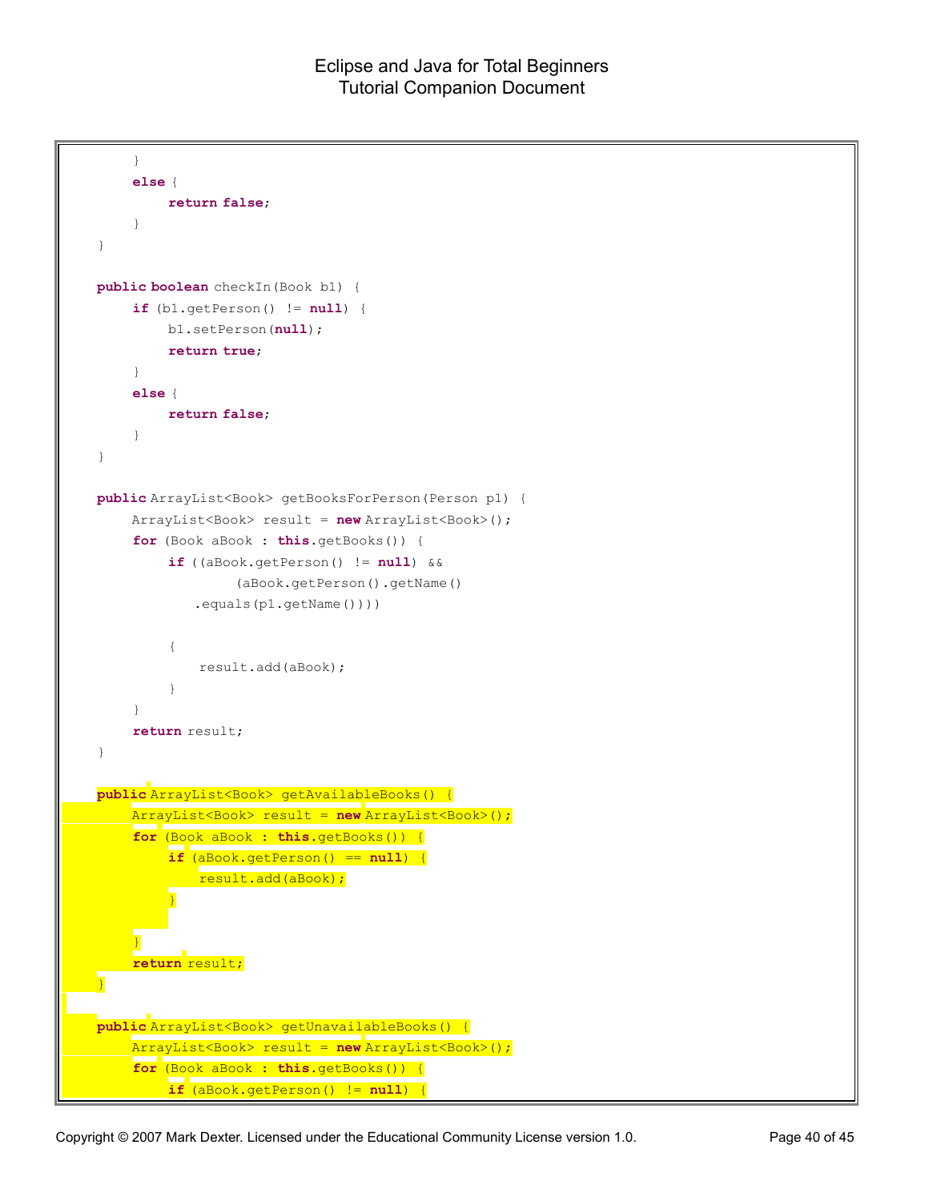```
        }
        else {
            return false;
        }
    }

    public boolean checkIn(Book b1) {
        if (b1.getPerson() != null) {
            b1.setPerson(null);
            return true;
        }
        else {
            return false;
        }
    }

    public ArrayList<Book> getBooksForPerson(Person p1) {
        ArrayList<Book> result = new ArrayList<Book>();
        for (Book aBook : this.getBooks()) {
            if ((aBook.getPerson() != null) &&
                    (aBook.getPerson().getName()
                .equals(p1.getName())))

            {
                result.add(aBook);
            }
        }
        return result;
    }

    public ArrayList<Book> getAvailableBooks() {
        ArrayList<Book> result = new ArrayList<Book>();
        for (Book aBook : this.getBooks()) {
            if (aBook.getPerson() == null) {
                result.add(aBook);
            }

        }
        return result;
    }

    public ArrayList<Book> getUnavailableBooks() {
        ArrayList<Book> result = new ArrayList<Book>();
        for (Book aBook : this.getBooks()) {
            if (aBook.getPerson() != null) {
```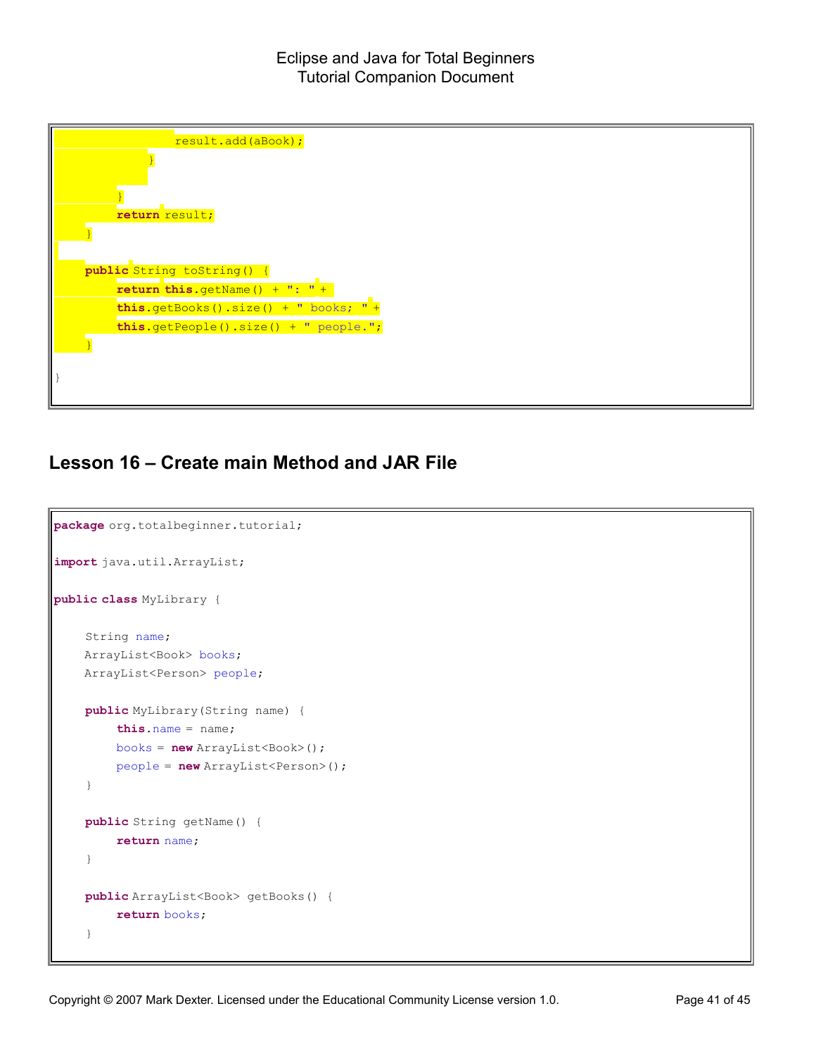```
                result.add(aBook);
            }

        }
        return result;
    }

    public String toString() {
        return this.getName() + ": " +
        this.getBooks().size() + " books; " +
        this.getPeople().size() + " people.";
    }

}
```

## Lesson 16 – Create main Method and JAR File

```
package org.totalbeginner.tutorial;

import java.util.ArrayList;

public class MyLibrary {

    String name;
    ArrayList<Book> books;
    ArrayList<Person> people;

    public MyLibrary(String name) {
        this.name = name;
        books = new ArrayList<Book>();
        people = new ArrayList<Person>();
    }

    public String getName() {
        return name;
    }

    public ArrayList<Book> getBooks() {
        return books;
    }
```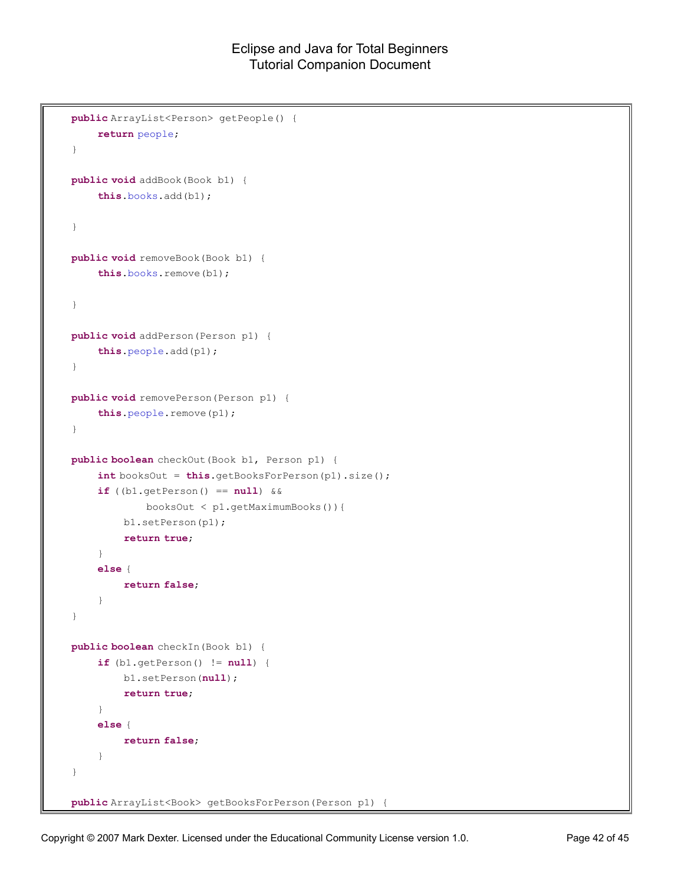```
    public ArrayList<Person> getPeople() {
        return people;
    }

    public void addBook(Book b1) {
        this.books.add(b1);

    }

    public void removeBook(Book b1) {
        this.books.remove(b1);

    }

    public void addPerson(Person p1) {
        this.people.add(p1);
    }

    public void removePerson(Person p1) {
        this.people.remove(p1);
    }

    public boolean checkOut(Book b1, Person p1) {
        int booksOut = this.getBooksForPerson(p1).size();
        if ((b1.getPerson() == null) &&
                booksOut < p1.getMaximumBooks()){
            b1.setPerson(p1);
            return true;
        }
        else {
            return false;
        }
    }

    public boolean checkIn(Book b1) {
        if (b1.getPerson() != null) {
            b1.setPerson(null);
            return true;
        }
        else {
            return false;
        }
    }

    public ArrayList<Book> getBooksForPerson(Person p1) {
```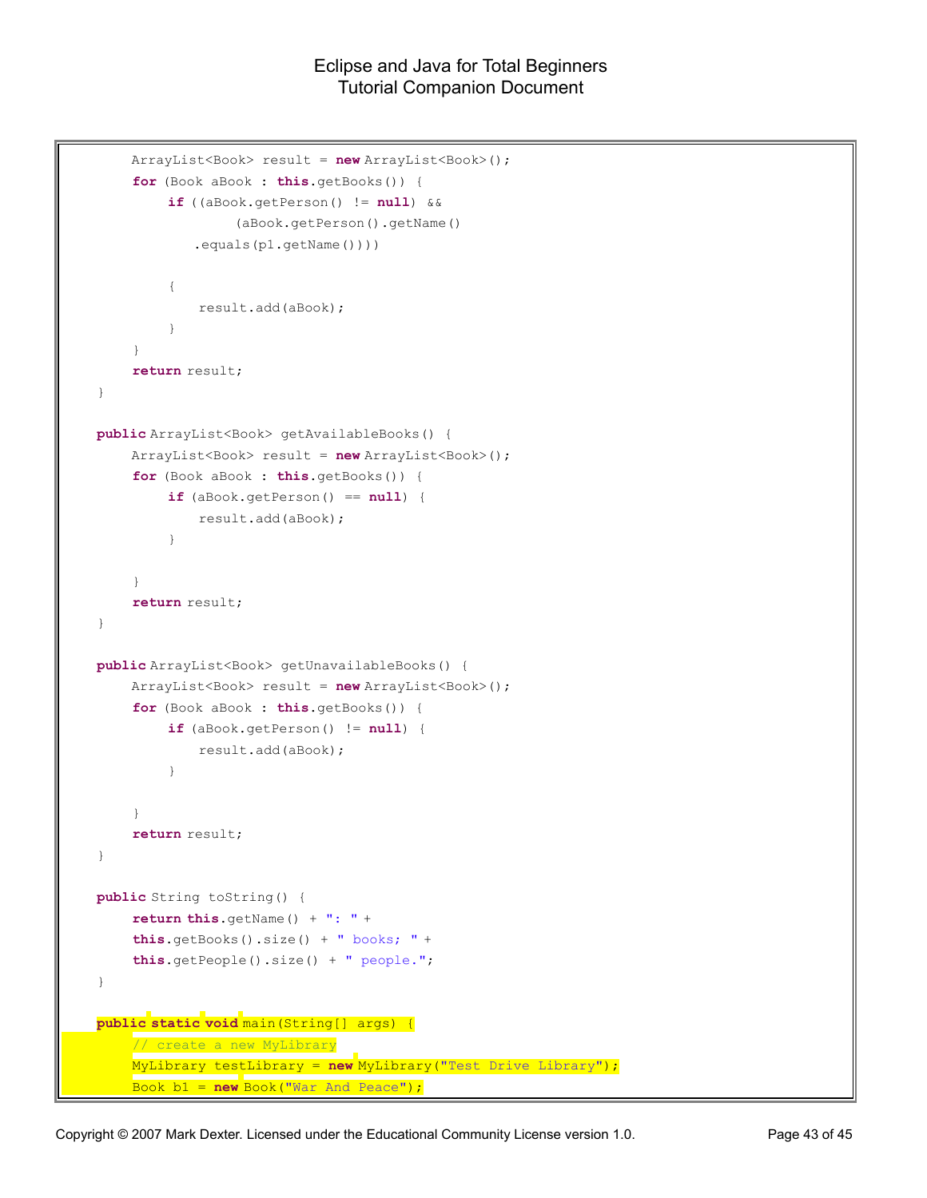```
        ArrayList<Book> result = new ArrayList<Book>();
        for (Book aBook : this.getBooks()) {
            if ((aBook.getPerson() != null) &&
                    (aBook.getPerson().getName()
                .equals(p1.getName())))

            {
                result.add(aBook);
            }
        }
        return result;
    }

    public ArrayList<Book> getAvailableBooks() {
        ArrayList<Book> result = new ArrayList<Book>();
        for (Book aBook : this.getBooks()) {
            if (aBook.getPerson() == null) {
                result.add(aBook);
            }

        }
        return result;
    }

    public ArrayList<Book> getUnavailableBooks() {
        ArrayList<Book> result = new ArrayList<Book>();
        for (Book aBook : this.getBooks()) {
            if (aBook.getPerson() != null) {
                result.add(aBook);
            }

        }
        return result;
    }

    public String toString() {
        return this.getName() + ": " +
        this.getBooks().size() + " books; " +
        this.getPeople().size() + " people.";
    }

    public static void main(String[] args) {
        // create a new MyLibrary
        MyLibrary testLibrary = new MyLibrary("Test Drive Library");
        Book b1 = new Book("War And Peace");
```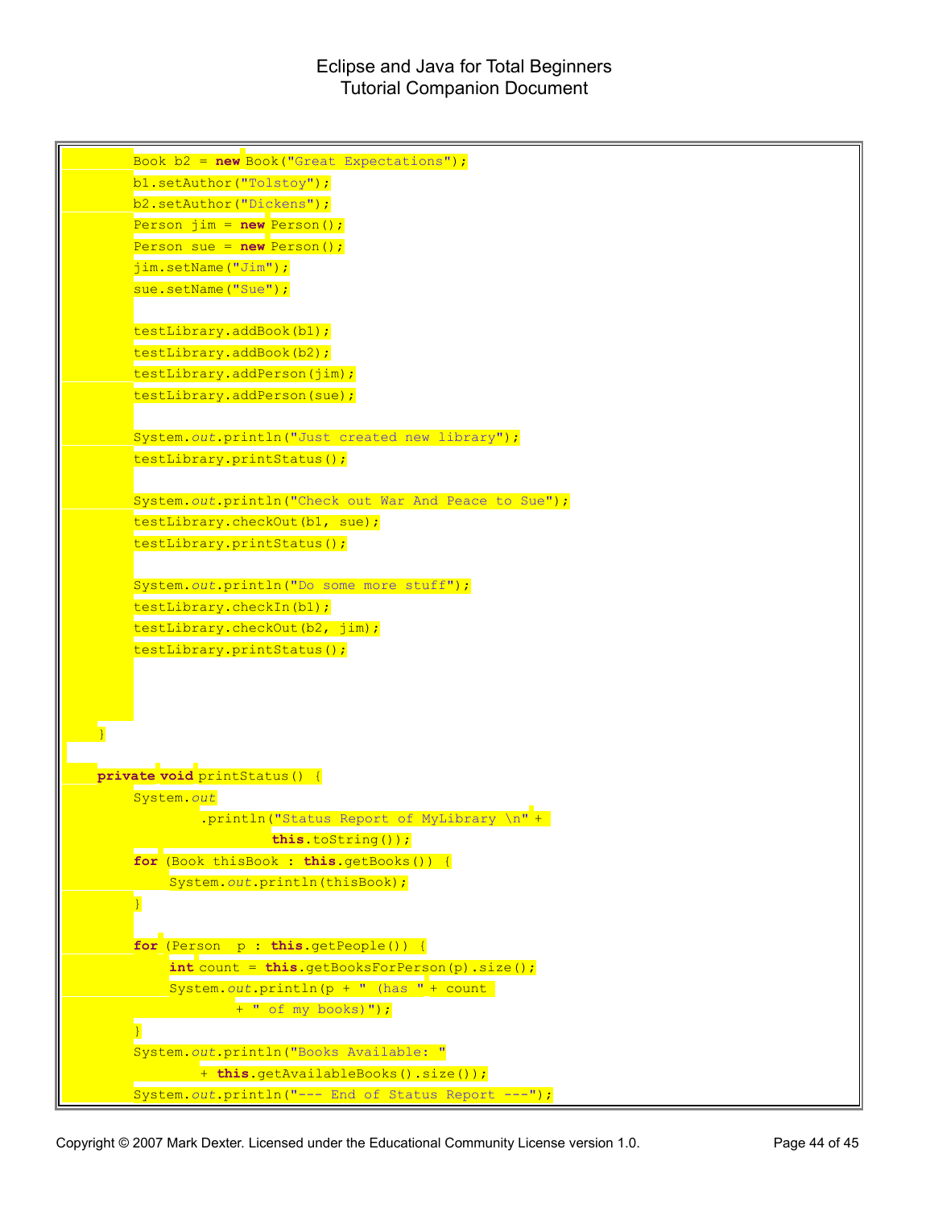```
        Book b2 = new Book("Great Expectations");
        b1.setAuthor("Tolstoy");
        b2.setAuthor("Dickens");
        Person jim = new Person();
        Person sue = new Person();
        jim.setName("Jim");
        sue.setName("Sue");

        testLibrary.addBook(b1);
        testLibrary.addBook(b2);
        testLibrary.addPerson(jim);
        testLibrary.addPerson(sue);

        System.out.println("Just created new library");
        testLibrary.printStatus();

        System.out.println("Check out War And Peace to Sue");
        testLibrary.checkOut(b1, sue);
        testLibrary.printStatus();

        System.out.println("Do some more stuff");
        testLibrary.checkIn(b1);
        testLibrary.checkOut(b2, jim);
        testLibrary.printStatus();



    }

    private void printStatus() {
        System.out
                .println("Status Report of MyLibrary \n" +
                        this.toString());
        for (Book thisBook : this.getBooks()) {
            System.out.println(thisBook);
        }

        for (Person  p : this.getPeople()) {
            int count = this.getBooksForPerson(p).size();
            System.out.println(p + " (has " + count
                    + " of my books)");
        }
        System.out.println("Books Available: "
                + this.getAvailableBooks().size());
        System.out.println("--- End of Status Report ---");
```